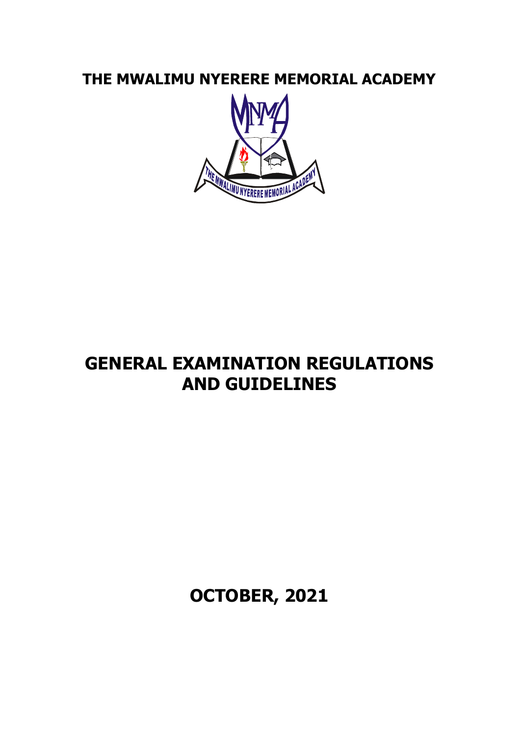# THE MWALIMU NYERERE MEMORIAL ACADEMY

# GENERAL EXAMINATION REGULATIONS AND GUIDELINES

**OCTOBER, 2021**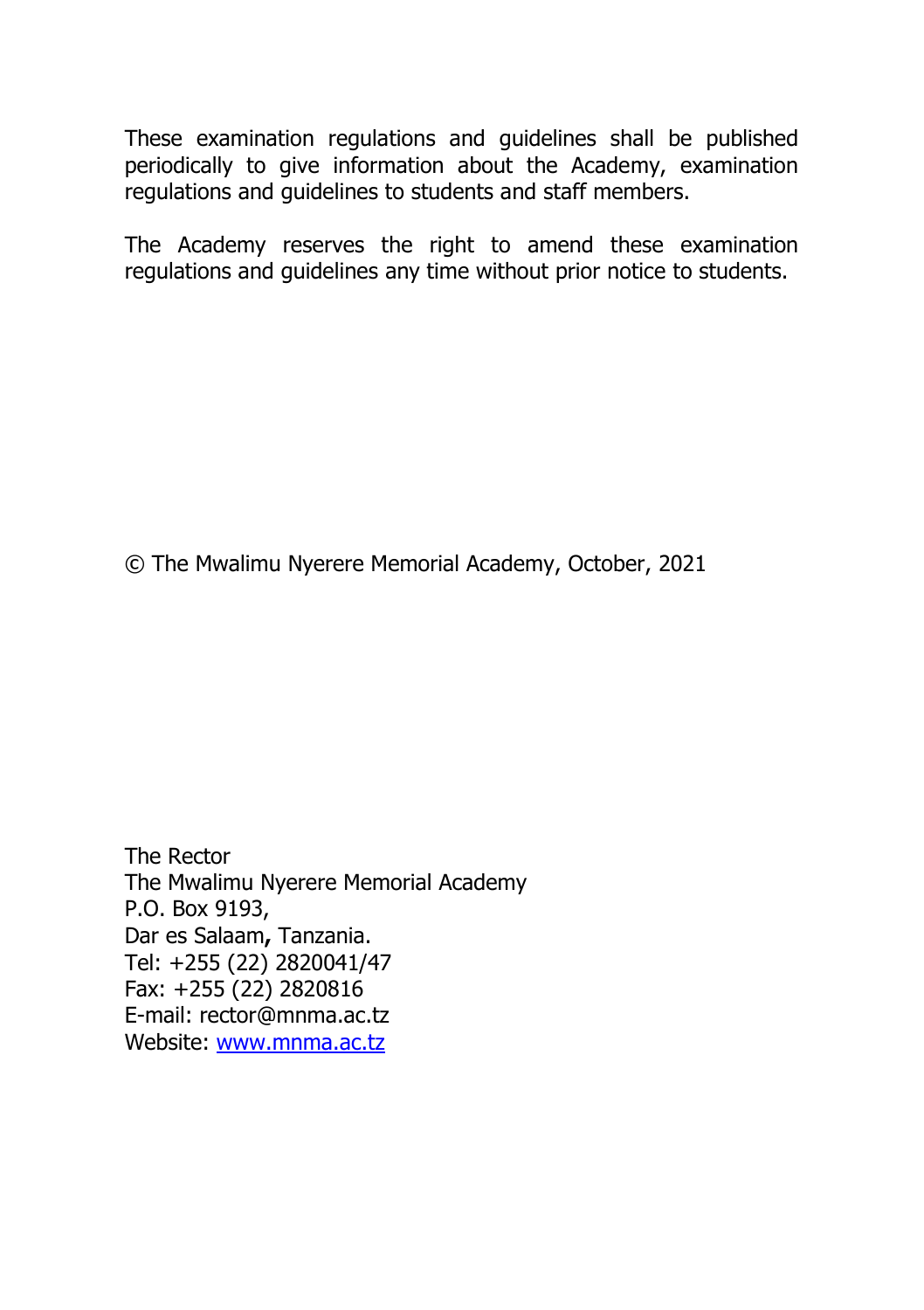These examination regulations and guidelines shall be published periodically to give information about the Academy, examination regulations and guidelines to students and staff members.

The Academy reserves the right to amend these examination regulations and guidelines any time without prior notice to students.

© The Mwalimu Nyerere Memorial Academy, October, 2021

The Rector  
The Mwalimu Nyerere Memorial Academy  
P.O. Box 9193,  
Dar es Salaam, Tanzania.  
Tel: +255 (22) 2820041/47  
Fax: +255 (22) 2820816  
E-mail: rector@mnma.ac.tz  
Website: [www.mnma.ac.tz](http://www.mnma.ac.tz)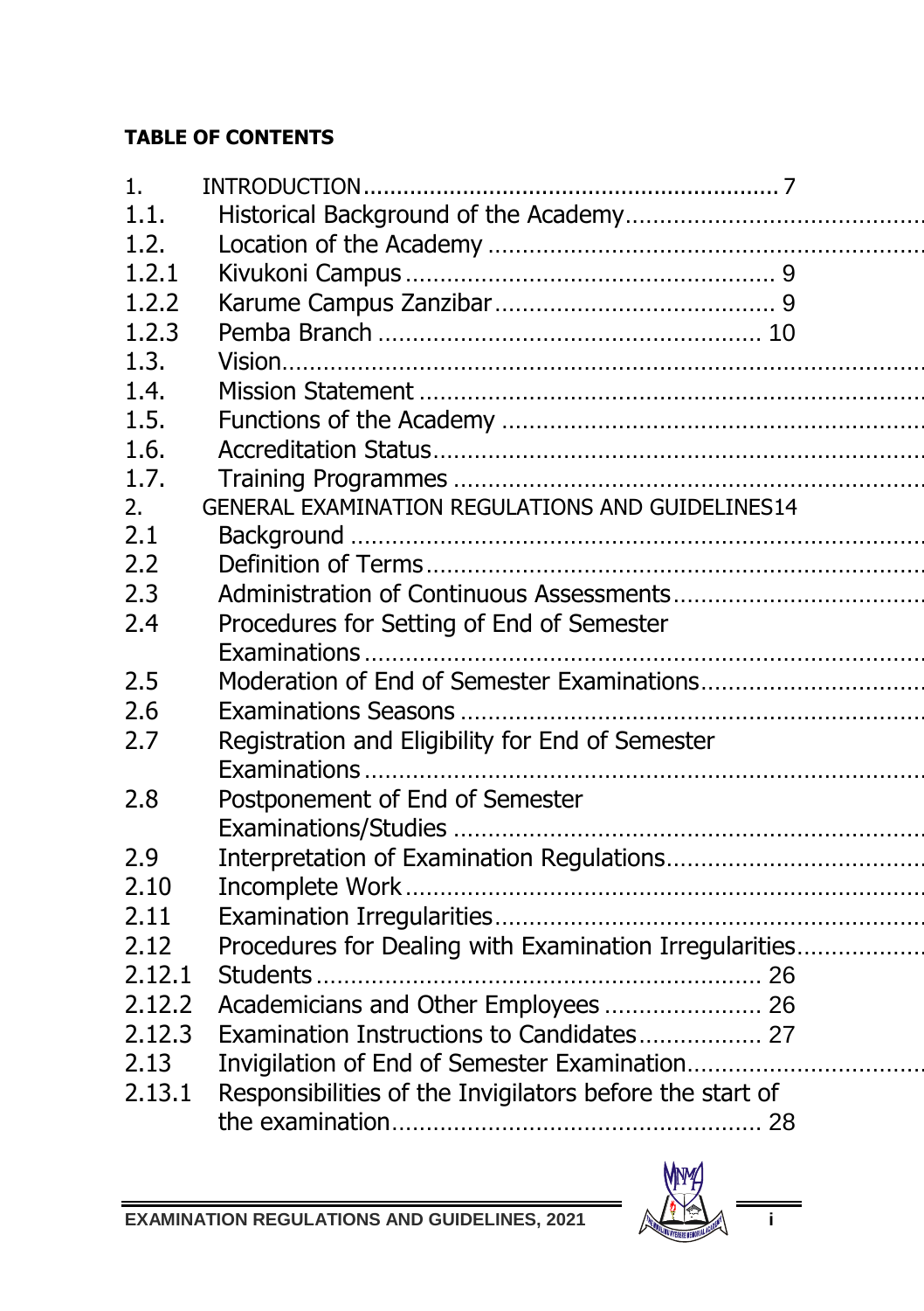**TABLE OF CONTENTS**

1. INTRODUCTION ........................................................ 7
1.1. Historical Background of the Academy ........................................
1.2. Location of the Academy ........................................................
1.2.1 Kivukoni Campus ................................................ 9
1.2.2 Karume Campus Zanzibar ..................................... 9
1.2.3 Pemba Branch ................................................... 10
1.3. Vision ........................................................................
1.4. Mission Statement ..............................................................
1.5. Functions of the Academy ......................................................
1.6. Accreditation Status ...............................................................
1.7. Training Programmes ...........................................................
2. GENERAL EXAMINATION REGULATIONS AND GUIDELINES 14
2.1 Background ............................................................................
2.2 Definition of Terms .................................................................
2.3 Administration of Continuous Assessments ...................................
2.4 Procedures for Setting of End of Semester Examinations .......................................................................
2.5 Moderation of End of Semester Examinations ...............................
2.6 Examinations Seasons ...........................................................
2.7 Registration and Eligibility for End of Semester Examinations .......................................................................
2.8 Postponement of End of Semester Examinations/Studies ..............................................................
2.9 Interpretation of Examination Regulations ...................................
2.10 Incomplete Work ...................................................................
2.11 Examination Irregularities .......................................................
2.12 Procedures for Dealing with Examination Irregularities .................
2.12.1 Students ........................................................... 26
2.12.2 Academicians and Other Employees ....................... 26
2.12.3 Examination Instructions to Candidates .................. 27
2.13 Invigilation of End of Semester Examination .................................
2.13.1 Responsibilities of the Invigilators before the start of the examination ................................................ 28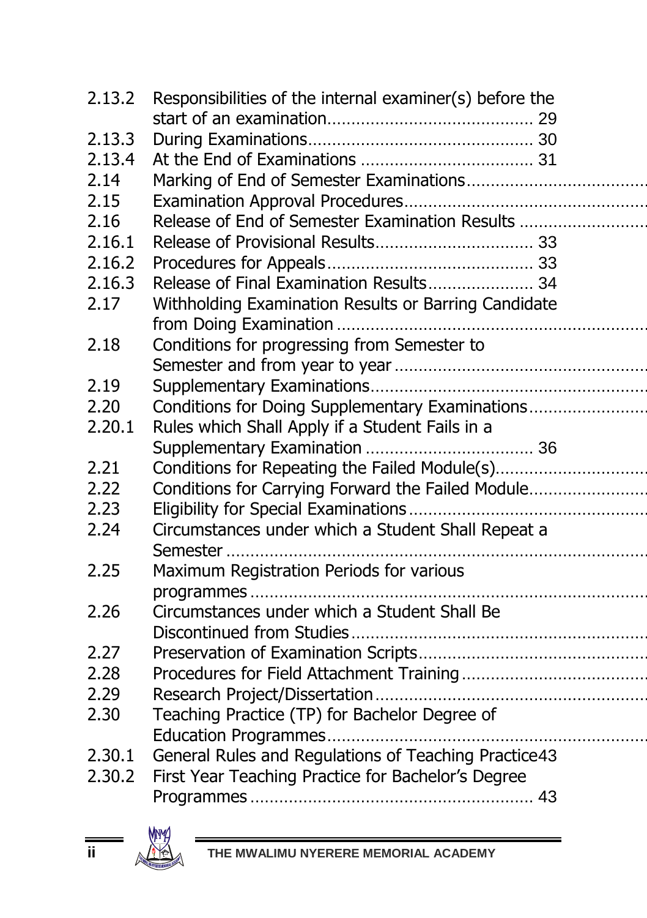| | | |
|---|---|---|
| 2.13.2 | Responsibilities of the internal examiner(s) before the start of an examination | 29 |
| 2.13.3 | During Examinations | 30 |
| 2.13.4 | At the End of Examinations | 31 |
| 2.14 | Marking of End of Semester Examinations | |
| 2.15 | Examination Approval Procedures | |
| 2.16 | Release of End of Semester Examination Results | |
| 2.16.1 | Release of Provisional Results | 33 |
| 2.16.2 | Procedures for Appeals | 33 |
| 2.16.3 | Release of Final Examination Results | 34 |
| 2.17 | Withholding Examination Results or Barring Candidate from Doing Examination | |
| 2.18 | Conditions for progressing from Semester to Semester and from year to year | |
| 2.19 | Supplementary Examinations | |
| 2.20 | Conditions for Doing Supplementary Examinations | |
| 2.20.1 | Rules which Shall Apply if a Student Fails in a Supplementary Examination | 36 |
| 2.21 | Conditions for Repeating the Failed Module(s) | |
| 2.22 | Conditions for Carrying Forward the Failed Module | |
| 2.23 | Eligibility for Special Examinations | |
| 2.24 | Circumstances under which a Student Shall Repeat a Semester | |
| 2.25 | Maximum Registration Periods for various programmes | |
| 2.26 | Circumstances under which a Student Shall Be Discontinued from Studies | |
| 2.27 | Preservation of Examination Scripts | |
| 2.28 | Procedures for Field Attachment Training | |
| 2.29 | Research Project/Dissertation | |
| 2.30 | Teaching Practice (TP) for Bachelor Degree of Education Programmes | |
| 2.30.1 | General Rules and Regulations of Teaching Practice | 43 |
| 2.30.2 | First Year Teaching Practice for Bachelor's Degree Programmes | 43 |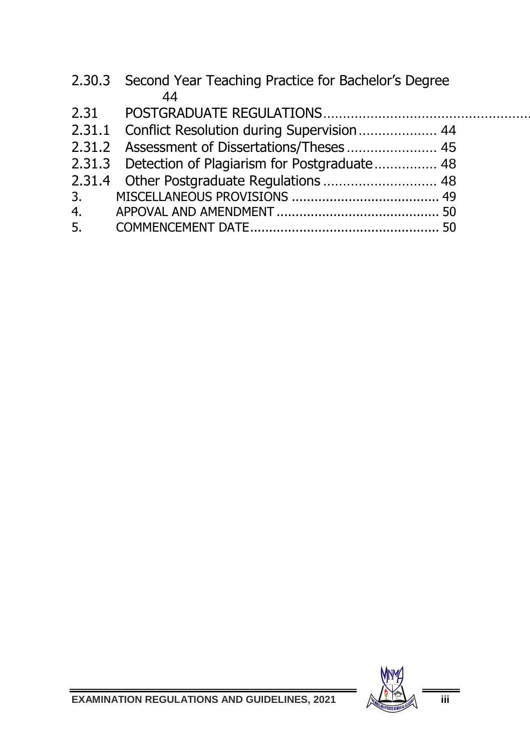2.30.3 Second Year Teaching Practice for Bachelor's Degree 44

2.31 POSTGRADUATE REGULATIONS..........

2.31.1 Conflict Resolution during Supervision.................... 44

2.31.2 Assessment of Dissertations/Theses....................... 45

2.31.3 Detection of Plagiarism for Postgraduate................ 48

2.31.4 Other Postgraduate Regulations ............................ 48

3. MISCELLANEOUS PROVISIONS ........................................ 49

4. APPOVAL AND AMENDMENT .......................................... 50

5. COMMENCEMENT DATE.................................................. 50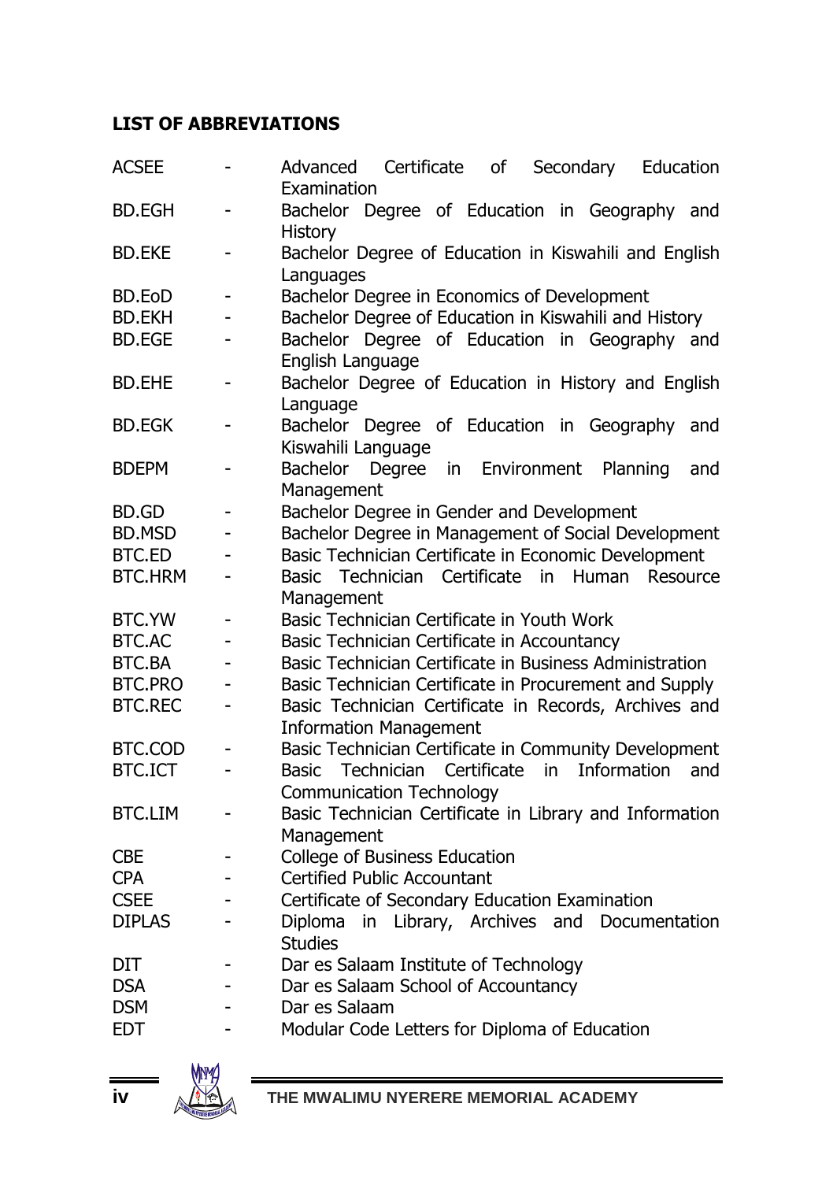## LIST OF ABBREVIATIONS

| | | |
|---|---|---|
| ACSEE | - | Advanced Certificate of Secondary Education Examination |
| BD.EGH | - | Bachelor Degree of Education in Geography and History |
| BD.EKE | - | Bachelor Degree of Education in Kiswahili and English Languages |
| BD.EoD | - | Bachelor Degree in Economics of Development |
| BD.EKH | - | Bachelor Degree of Education in Kiswahili and History |
| BD.EGE | - | Bachelor Degree of Education in Geography and English Language |
| BD.EHE | - | Bachelor Degree of Education in History and English Language |
| BD.EGK | - | Bachelor Degree of Education in Geography and Kiswahili Language |
| BDEPM | - | Bachelor Degree in Environment Planning and Management |
| BD.GD | - | Bachelor Degree in Gender and Development |
| BD.MSD | - | Bachelor Degree in Management of Social Development |
| BTC.ED | - | Basic Technician Certificate in Economic Development |
| BTC.HRM | - | Basic Technician Certificate in Human Resource Management |
| BTC.YW | - | Basic Technician Certificate in Youth Work |
| BTC.AC | - | Basic Technician Certificate in Accountancy |
| BTC.BA | - | Basic Technician Certificate in Business Administration |
| BTC.PRO | - | Basic Technician Certificate in Procurement and Supply |
| BTC.REC | - | Basic Technician Certificate in Records, Archives and Information Management |
| BTC.COD | - | Basic Technician Certificate in Community Development |
| BTC.ICT | - | Basic Technician Certificate in Information and Communication Technology |
| BTC.LIM | - | Basic Technician Certificate in Library and Information Management |
| CBE | - | College of Business Education |
| CPA | - | Certified Public Accountant |
| CSEE | - | Certificate of Secondary Education Examination |
| DIPLAS | - | Diploma in Library, Archives and Documentation Studies |
| DIT | - | Dar es Salaam Institute of Technology |
| DSA | - | Dar es Salaam School of Accountancy |
| DSM | - | Dar es Salaam |
| EDT | - | Modular Code Letters for Diploma of Education |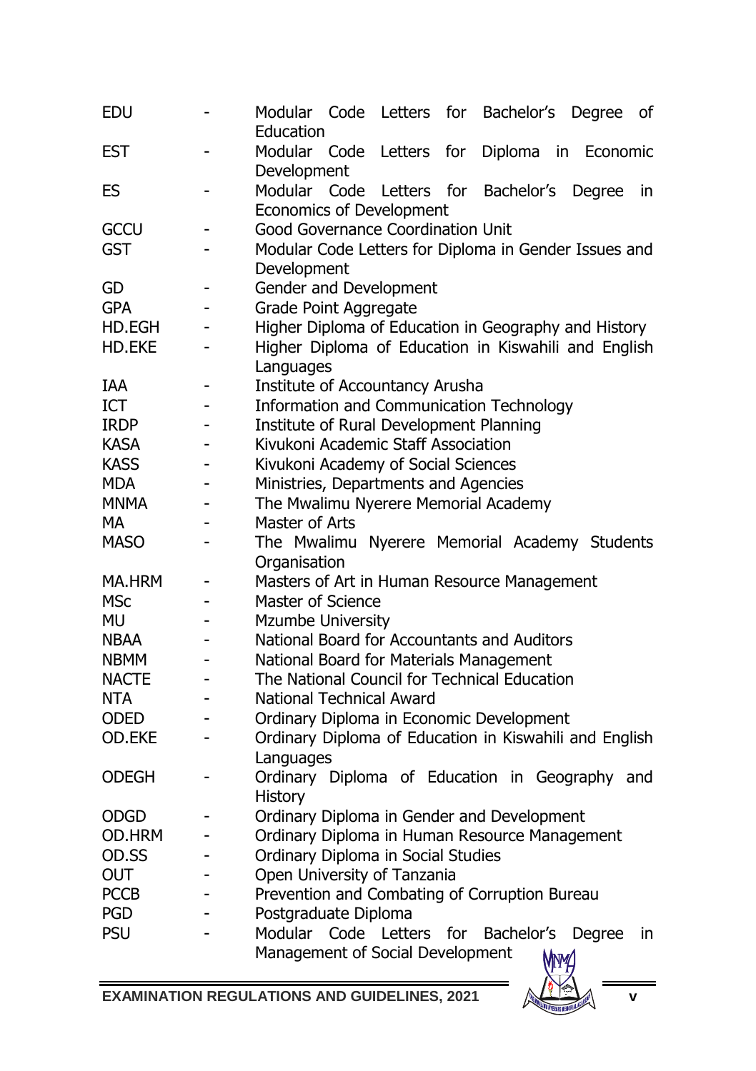| | | |
|---|---|---|
| EDU | - | Modular Code Letters for Bachelor's Degree of Education |
| EST | - | Modular Code Letters for Diploma in Economic Development |
| ES | - | Modular Code Letters for Bachelor's Degree in Economics of Development |
| GCCU | - | Good Governance Coordination Unit |
| GST | - | Modular Code Letters for Diploma in Gender Issues and Development |
| GD | - | Gender and Development |
| GPA | - | Grade Point Aggregate |
| HD.EGH | - | Higher Diploma of Education in Geography and History |
| HD.EKE | - | Higher Diploma of Education in Kiswahili and English Languages |
| IAA | - | Institute of Accountancy Arusha |
| ICT | - | Information and Communication Technology |
| IRDP | - | Institute of Rural Development Planning |
| KASA | - | Kivukoni Academic Staff Association |
| KASS | - | Kivukoni Academy of Social Sciences |
| MDA | - | Ministries, Departments and Agencies |
| MNMA | - | The Mwalimu Nyerere Memorial Academy |
| MA | - | Master of Arts |
| MASO | - | The Mwalimu Nyerere Memorial Academy Students Organisation |
| MA.HRM | - | Masters of Art in Human Resource Management |
| MSc | - | Master of Science |
| MU | - | Mzumbe University |
| NBAA | - | National Board for Accountants and Auditors |
| NBMM | - | National Board for Materials Management |
| NACTE | - | The National Council for Technical Education |
| NTA | - | National Technical Award |
| ODED | - | Ordinary Diploma in Economic Development |
| OD.EKE | - | Ordinary Diploma of Education in Kiswahili and English Languages |
| ODEGH | - | Ordinary Diploma of Education in Geography and History |
| ODGD | - | Ordinary Diploma in Gender and Development |
| OD.HRM | - | Ordinary Diploma in Human Resource Management |
| OD.SS | - | Ordinary Diploma in Social Studies |
| OUT | - | Open University of Tanzania |
| PCCB | - | Prevention and Combating of Corruption Bureau |
| PGD | - | Postgraduate Diploma |
| PSU | - | Modular Code Letters for Bachelor's Degree in Management of Social Development |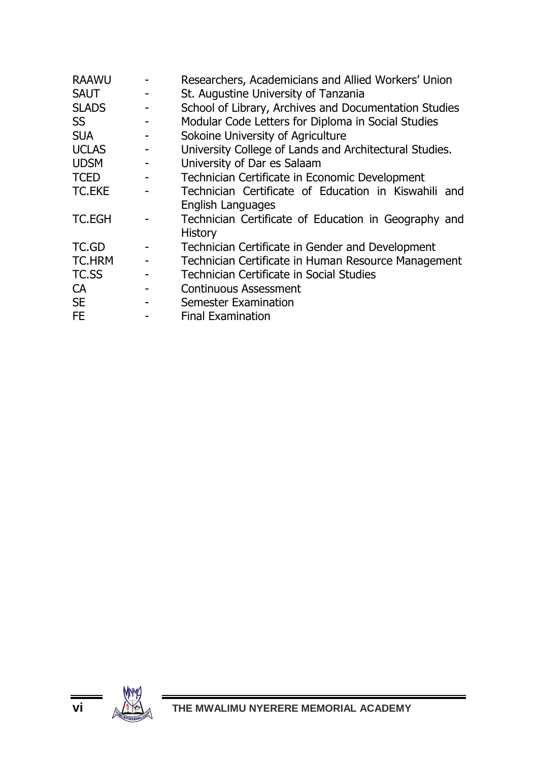| | | |
|---|---|---|
| RAAWU | - | Researchers, Academicians and Allied Workers' Union |
| SAUT | - | St. Augustine University of Tanzania |
| SLADS | - | School of Library, Archives and Documentation Studies |
| SS | - | Modular Code Letters for Diploma in Social Studies |
| SUA | - | Sokoine University of Agriculture |
| UCLAS | - | University College of Lands and Architectural Studies. |
| UDSM | - | University of Dar es Salaam |
| TCED | - | Technician Certificate in Economic Development |
| TC.EKE | - | Technician Certificate of Education in Kiswahili and English Languages |
| TC.EGH | - | Technician Certificate of Education in Geography and History |
| TC.GD | - | Technician Certificate in Gender and Development |
| TC.HRM | - | Technician Certificate in Human Resource Management |
| TC.SS | - | Technician Certificate in Social Studies |
| CA | - | Continuous Assessment |
| SE | - | Semester Examination |
| FE | - | Final Examination |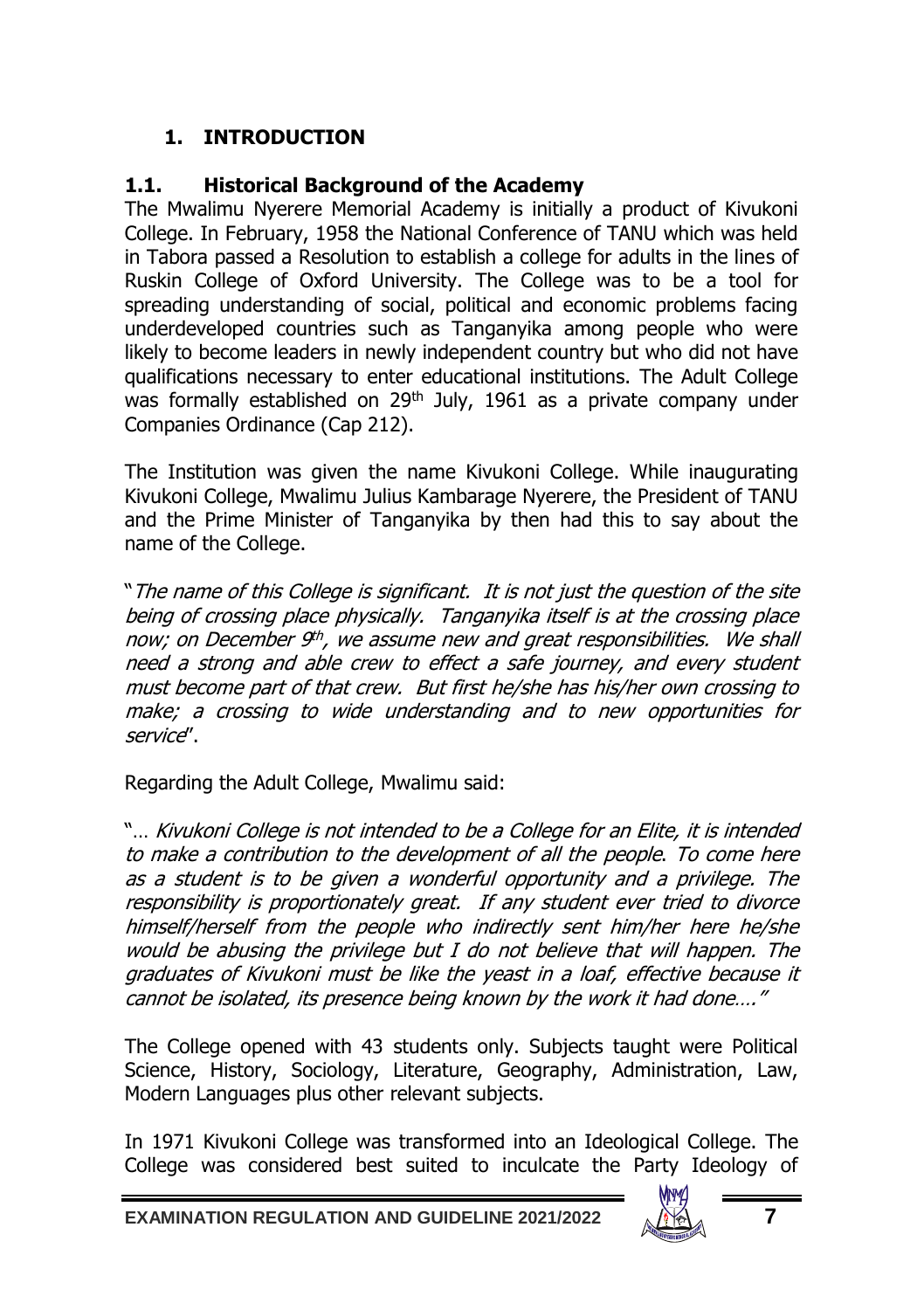# 1. INTRODUCTION

## 1.1. Historical Background of the Academy

The Mwalimu Nyerere Memorial Academy is initially a product of Kivukoni College. In February, 1958 the National Conference of TANU which was held in Tabora passed a Resolution to establish a college for adults in the lines of Ruskin College of Oxford University. The College was to be a tool for spreading understanding of social, political and economic problems facing underdeveloped countries such as Tanganyika among people who were likely to become leaders in newly independent country but who did not have qualifications necessary to enter educational institutions. The Adult College was formally established on 29th July, 1961 as a private company under Companies Ordinance (Cap 212).

The Institution was given the name Kivukoni College. While inaugurating Kivukoni College, Mwalimu Julius Kambarage Nyerere, the President of TANU and the Prime Minister of Tanganyika by then had this to say about the name of the College.

"*The name of this College is significant. It is not just the question of the site being of crossing place physically. Tanganyika itself is at the crossing place now; on December 9th, we assume new and great responsibilities. We shall need a strong and able crew to effect a safe journey, and every student must become part of that crew. But first he/she has his/her own crossing to make; a crossing to wide understanding and to new opportunities for service*".

Regarding the Adult College, Mwalimu said:

"… *Kivukoni College is not intended to be a College for an Elite, it is intended to make a contribution to the development of all the people. To come here as a student is to be given a wonderful opportunity and a privilege. The responsibility is proportionately great. If any student ever tried to divorce himself/herself from the people who indirectly sent him/her here he/she would be abusing the privilege but I do not believe that will happen. The graduates of Kivukoni must be like the yeast in a loaf, effective because it cannot be isolated, its presence being known by the work it had done…."*

The College opened with 43 students only. Subjects taught were Political Science, History, Sociology, Literature, Geography, Administration, Law, Modern Languages plus other relevant subjects.

In 1971 Kivukoni College was transformed into an Ideological College. The College was considered best suited to inculcate the Party Ideology of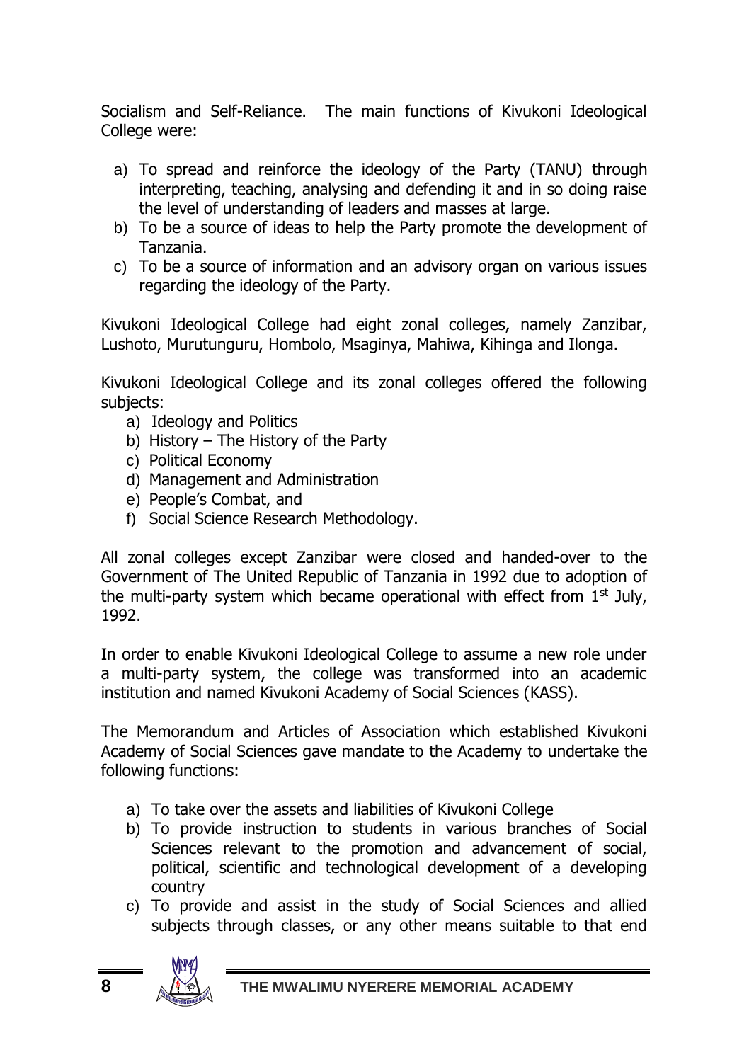Socialism and Self-Reliance. The main functions of Kivukoni Ideological College were:

a) To spread and reinforce the ideology of the Party (TANU) through interpreting, teaching, analysing and defending it and in so doing raise the level of understanding of leaders and masses at large.
b) To be a source of ideas to help the Party promote the development of Tanzania.
c) To be a source of information and an advisory organ on various issues regarding the ideology of the Party.

Kivukoni Ideological College had eight zonal colleges, namely Zanzibar, Lushoto, Murutunguru, Hombolo, Msaginya, Mahiwa, Kihinga and Ilonga.

Kivukoni Ideological College and its zonal colleges offered the following subjects:

a) Ideology and Politics
b) History – The History of the Party
c) Political Economy
d) Management and Administration
e) People's Combat, and
f) Social Science Research Methodology.

All zonal colleges except Zanzibar were closed and handed-over to the Government of The United Republic of Tanzania in 1992 due to adoption of the multi-party system which became operational with effect from 1st July, 1992.

In order to enable Kivukoni Ideological College to assume a new role under a multi-party system, the college was transformed into an academic institution and named Kivukoni Academy of Social Sciences (KASS).

The Memorandum and Articles of Association which established Kivukoni Academy of Social Sciences gave mandate to the Academy to undertake the following functions:

a) To take over the assets and liabilities of Kivukoni College
b) To provide instruction to students in various branches of Social Sciences relevant to the promotion and advancement of social, political, scientific and technological development of a developing country
c) To provide and assist in the study of Social Sciences and allied subjects through classes, or any other means suitable to that end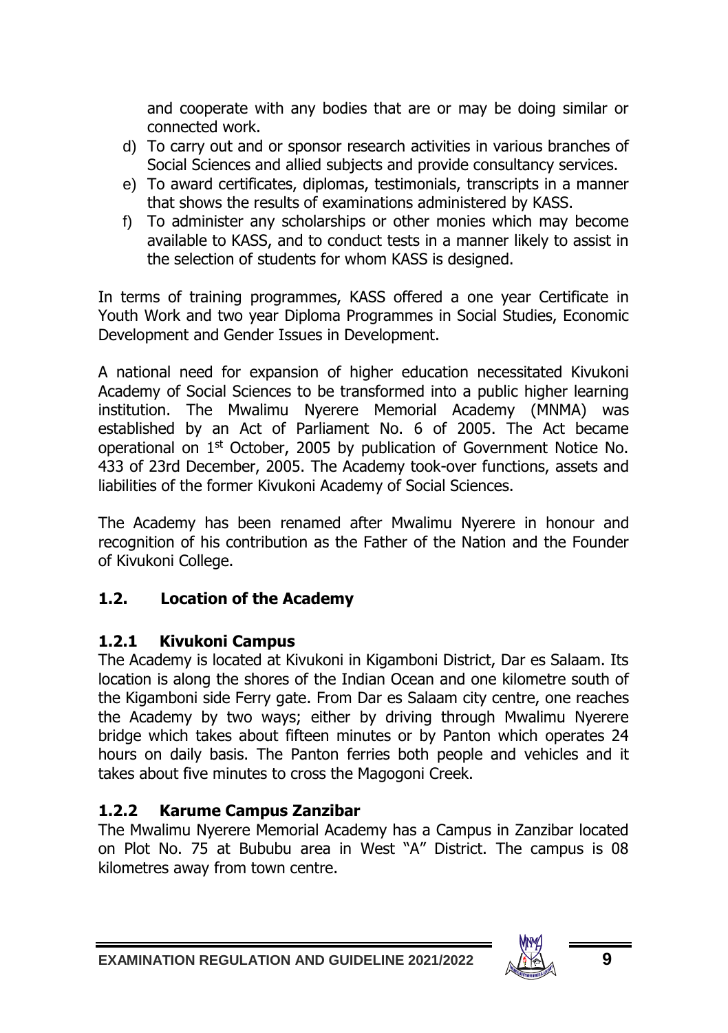and cooperate with any bodies that are or may be doing similar or connected work.

d) To carry out and or sponsor research activities in various branches of Social Sciences and allied subjects and provide consultancy services.
e) To award certificates, diplomas, testimonials, transcripts in a manner that shows the results of examinations administered by KASS.
f) To administer any scholarships or other monies which may become available to KASS, and to conduct tests in a manner likely to assist in the selection of students for whom KASS is designed.

In terms of training programmes, KASS offered a one year Certificate in Youth Work and two year Diploma Programmes in Social Studies, Economic Development and Gender Issues in Development.

A national need for expansion of higher education necessitated Kivukoni Academy of Social Sciences to be transformed into a public higher learning institution. The Mwalimu Nyerere Memorial Academy (MNMA) was established by an Act of Parliament No. 6 of 2005. The Act became operational on 1st October, 2005 by publication of Government Notice No. 433 of 23rd December, 2005. The Academy took-over functions, assets and liabilities of the former Kivukoni Academy of Social Sciences.

The Academy has been renamed after Mwalimu Nyerere in honour and recognition of his contribution as the Father of the Nation and the Founder of Kivukoni College.

## 1.2. Location of the Academy

### 1.2.1 Kivukoni Campus

The Academy is located at Kivukoni in Kigamboni District, Dar es Salaam. Its location is along the shores of the Indian Ocean and one kilometre south of the Kigamboni side Ferry gate. From Dar es Salaam city centre, one reaches the Academy by two ways; either by driving through Mwalimu Nyerere bridge which takes about fifteen minutes or by Panton which operates 24 hours on daily basis. The Panton ferries both people and vehicles and it takes about five minutes to cross the Magogoni Creek.

### 1.2.2 Karume Campus Zanzibar

The Mwalimu Nyerere Memorial Academy has a Campus in Zanzibar located on Plot No. 75 at Bububu area in West "A" District. The campus is 08 kilometres away from town centre.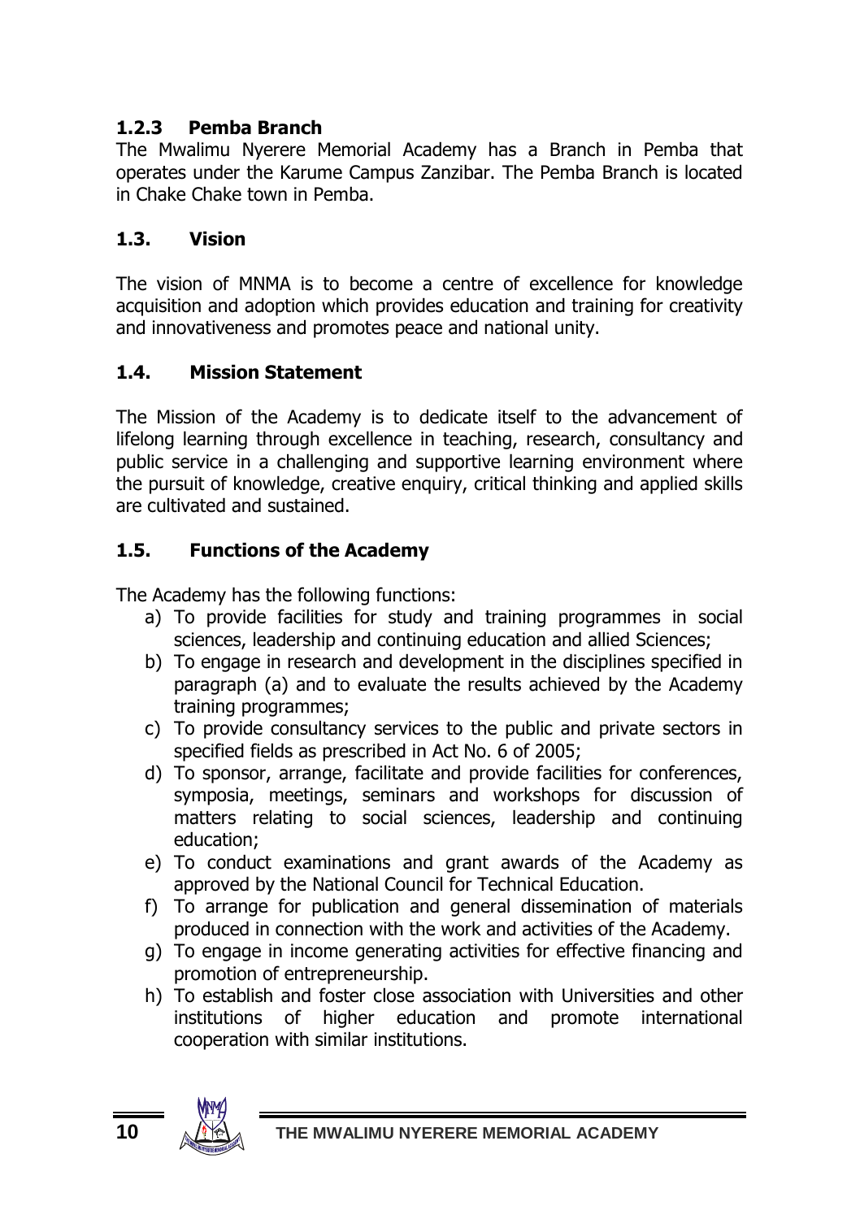### 1.2.3 Pemba Branch

The Mwalimu Nyerere Memorial Academy has a Branch in Pemba that operates under the Karume Campus Zanzibar. The Pemba Branch is located in Chake Chake town in Pemba.

### 1.3. Vision

The vision of MNMA is to become a centre of excellence for knowledge acquisition and adoption which provides education and training for creativity and innovativeness and promotes peace and national unity.

### 1.4. Mission Statement

The Mission of the Academy is to dedicate itself to the advancement of lifelong learning through excellence in teaching, research, consultancy and public service in a challenging and supportive learning environment where the pursuit of knowledge, creative enquiry, critical thinking and applied skills are cultivated and sustained.

### 1.5. Functions of the Academy

The Academy has the following functions:

a) To provide facilities for study and training programmes in social sciences, leadership and continuing education and allied Sciences;
b) To engage in research and development in the disciplines specified in paragraph (a) and to evaluate the results achieved by the Academy training programmes;
c) To provide consultancy services to the public and private sectors in specified fields as prescribed in Act No. 6 of 2005;
d) To sponsor, arrange, facilitate and provide facilities for conferences, symposia, meetings, seminars and workshops for discussion of matters relating to social sciences, leadership and continuing education;
e) To conduct examinations and grant awards of the Academy as approved by the National Council for Technical Education.
f) To arrange for publication and general dissemination of materials produced in connection with the work and activities of the Academy.
g) To engage in income generating activities for effective financing and promotion of entrepreneurship.
h) To establish and foster close association with Universities and other institutions of higher education and promote international cooperation with similar institutions.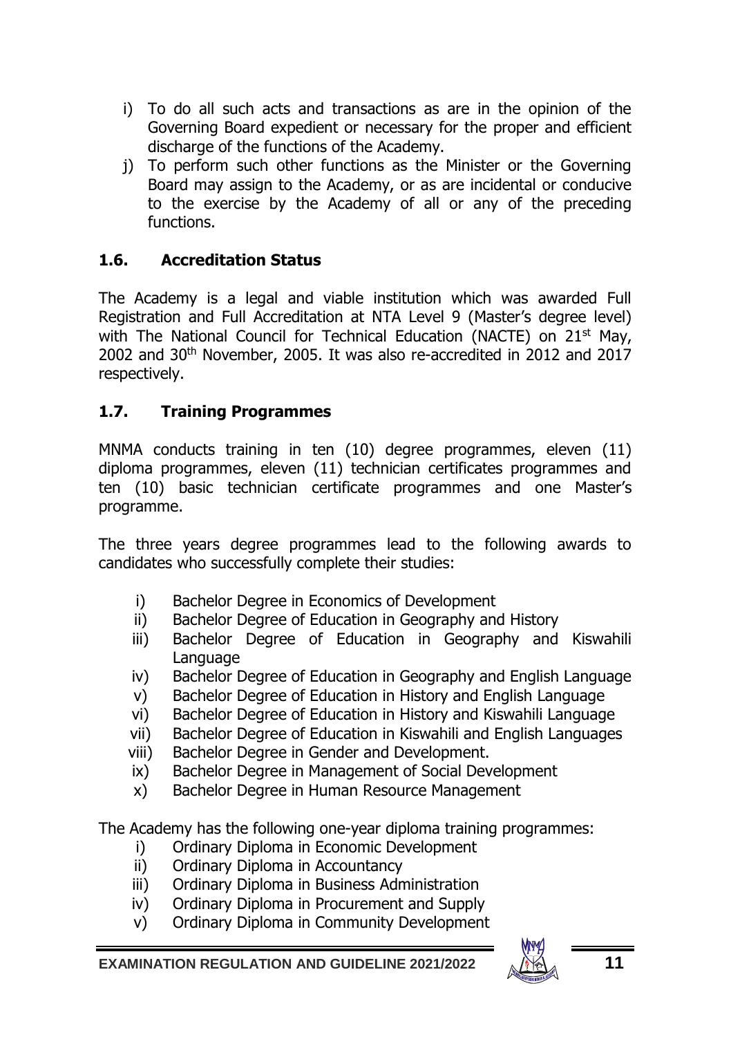i) To do all such acts and transactions as are in the opinion of the Governing Board expedient or necessary for the proper and efficient discharge of the functions of the Academy.

j) To perform such other functions as the Minister or the Governing Board may assign to the Academy, or as are incidental or conducive to the exercise by the Academy of all or any of the preceding functions.

### 1.6. Accreditation Status

The Academy is a legal and viable institution which was awarded Full Registration and Full Accreditation at NTA Level 9 (Master's degree level) with The National Council for Technical Education (NACTE) on 21st May, 2002 and 30th November, 2005. It was also re-accredited in 2012 and 2017 respectively.

### 1.7. Training Programmes

MNMA conducts training in ten (10) degree programmes, eleven (11) diploma programmes, eleven (11) technician certificates programmes and ten (10) basic technician certificate programmes and one Master's programme.

The three years degree programmes lead to the following awards to candidates who successfully complete their studies:

i) Bachelor Degree in Economics of Development
ii) Bachelor Degree of Education in Geography and History
iii) Bachelor Degree of Education in Geography and Kiswahili Language
iv) Bachelor Degree of Education in Geography and English Language
v) Bachelor Degree of Education in History and English Language
vi) Bachelor Degree of Education in History and Kiswahili Language
vii) Bachelor Degree of Education in Kiswahili and English Languages
viii) Bachelor Degree in Gender and Development.
ix) Bachelor Degree in Management of Social Development
x) Bachelor Degree in Human Resource Management

The Academy has the following one-year diploma training programmes:

i) Ordinary Diploma in Economic Development
ii) Ordinary Diploma in Accountancy
iii) Ordinary Diploma in Business Administration
iv) Ordinary Diploma in Procurement and Supply
v) Ordinary Diploma in Community Development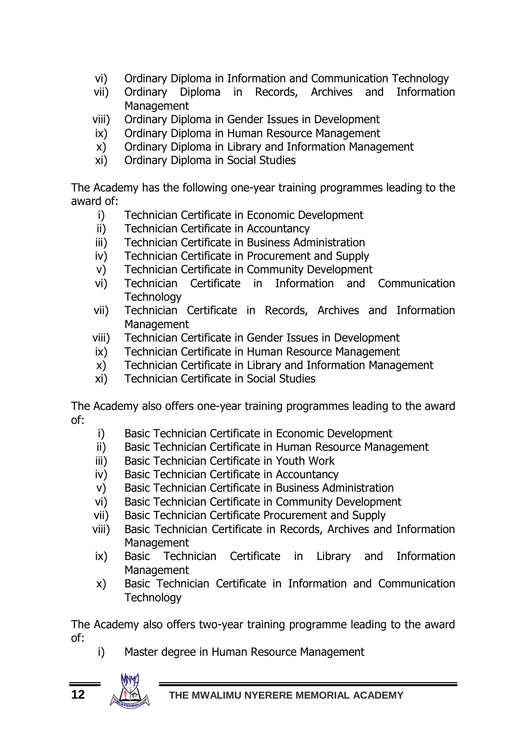vi) Ordinary Diploma in Information and Communication Technology
vii) Ordinary Diploma in Records, Archives and Information Management
viii) Ordinary Diploma in Gender Issues in Development
ix) Ordinary Diploma in Human Resource Management
x) Ordinary Diploma in Library and Information Management
xi) Ordinary Diploma in Social Studies

The Academy has the following one-year training programmes leading to the award of:

i) Technician Certificate in Economic Development
ii) Technician Certificate in Accountancy
iii) Technician Certificate in Business Administration
iv) Technician Certificate in Procurement and Supply
v) Technician Certificate in Community Development
vi) Technician Certificate in Information and Communication Technology
vii) Technician Certificate in Records, Archives and Information Management
viii) Technician Certificate in Gender Issues in Development
ix) Technician Certificate in Human Resource Management
x) Technician Certificate in Library and Information Management
xi) Technician Certificate in Social Studies

The Academy also offers one-year training programmes leading to the award of:

i) Basic Technician Certificate in Economic Development
ii) Basic Technician Certificate in Human Resource Management
iii) Basic Technician Certificate in Youth Work
iv) Basic Technician Certificate in Accountancy
v) Basic Technician Certificate in Business Administration
vi) Basic Technician Certificate in Community Development
vii) Basic Technician Certificate Procurement and Supply
viii) Basic Technician Certificate in Records, Archives and Information Management
ix) Basic Technician Certificate in Library and Information Management
x) Basic Technician Certificate in Information and Communication Technology

The Academy also offers two-year training programme leading to the award of:

i) Master degree in Human Resource Management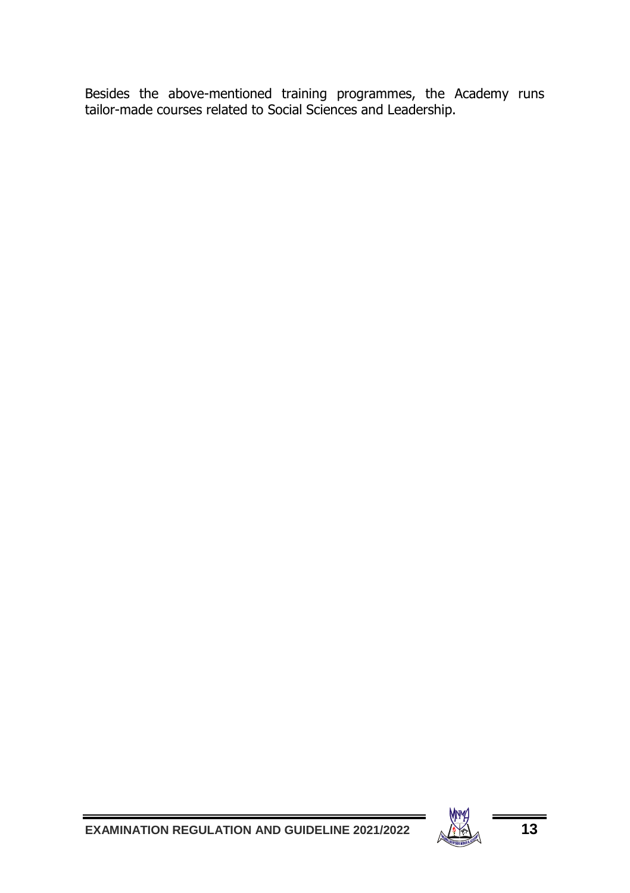Besides the above-mentioned training programmes, the Academy runs tailor-made courses related to Social Sciences and Leadership.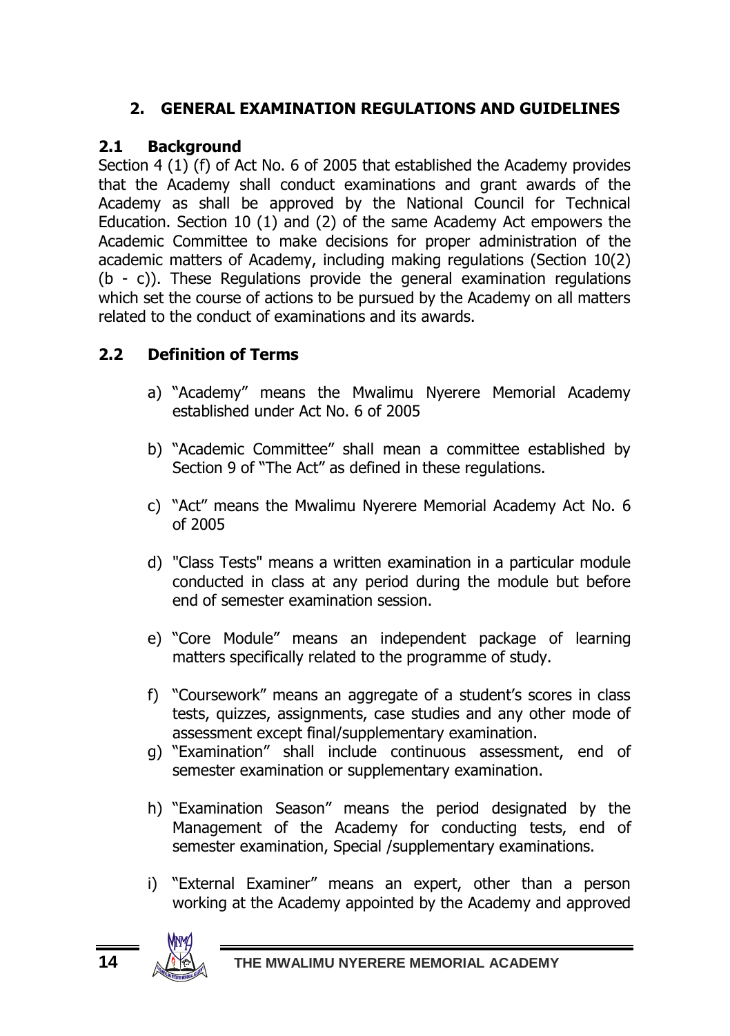## 2. GENERAL EXAMINATION REGULATIONS AND GUIDELINES

### 2.1 Background

Section 4 (1) (f) of Act No. 6 of 2005 that established the Academy provides that the Academy shall conduct examinations and grant awards of the Academy as shall be approved by the National Council for Technical Education. Section 10 (1) and (2) of the same Academy Act empowers the Academic Committee to make decisions for proper administration of the academic matters of Academy, including making regulations (Section 10(2) (b - c)). These Regulations provide the general examination regulations which set the course of actions to be pursued by the Academy on all matters related to the conduct of examinations and its awards.

### 2.2 Definition of Terms

a) "Academy" means the Mwalimu Nyerere Memorial Academy established under Act No. 6 of 2005

b) "Academic Committee" shall mean a committee established by Section 9 of "The Act" as defined in these regulations.

c) "Act" means the Mwalimu Nyerere Memorial Academy Act No. 6 of 2005

d) "Class Tests" means a written examination in a particular module conducted in class at any period during the module but before end of semester examination session.

e) "Core Module" means an independent package of learning matters specifically related to the programme of study.

f) "Coursework" means an aggregate of a student's scores in class tests, quizzes, assignments, case studies and any other mode of assessment except final/supplementary examination.

g) "Examination" shall include continuous assessment, end of semester examination or supplementary examination.

h) "Examination Season" means the period designated by the Management of the Academy for conducting tests, end of semester examination, Special /supplementary examinations.

i) "External Examiner" means an expert, other than a person working at the Academy appointed by the Academy and approved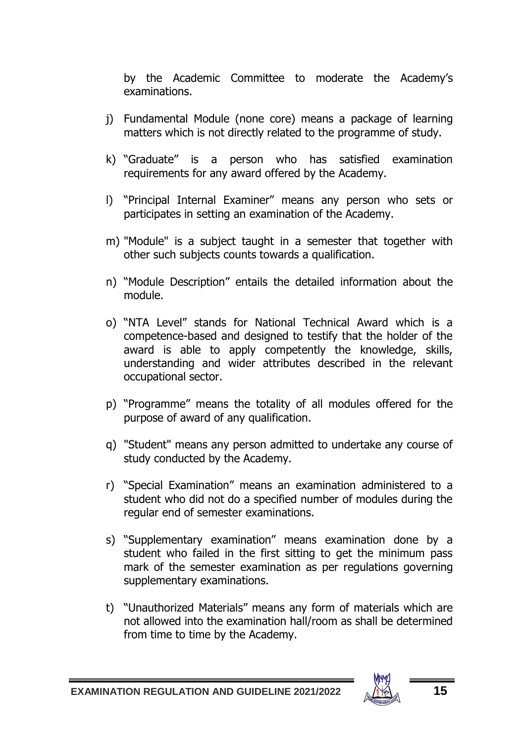by the Academic Committee to moderate the Academy's examinations.

j) Fundamental Module (none core) means a package of learning matters which is not directly related to the programme of study.

k) "Graduate" is a person who has satisfied examination requirements for any award offered by the Academy.

l) "Principal Internal Examiner" means any person who sets or participates in setting an examination of the Academy.

m) "Module" is a subject taught in a semester that together with other such subjects counts towards a qualification.

n) "Module Description" entails the detailed information about the module.

o) "NTA Level" stands for National Technical Award which is a competence-based and designed to testify that the holder of the award is able to apply competently the knowledge, skills, understanding and wider attributes described in the relevant occupational sector.

p) "Programme" means the totality of all modules offered for the purpose of award of any qualification.

q) "Student" means any person admitted to undertake any course of study conducted by the Academy.

r) "Special Examination" means an examination administered to a student who did not do a specified number of modules during the regular end of semester examinations.

s) "Supplementary examination" means examination done by a student who failed in the first sitting to get the minimum pass mark of the semester examination as per regulations governing supplementary examinations.

t) "Unauthorized Materials" means any form of materials which are not allowed into the examination hall/room as shall be determined from time to time by the Academy.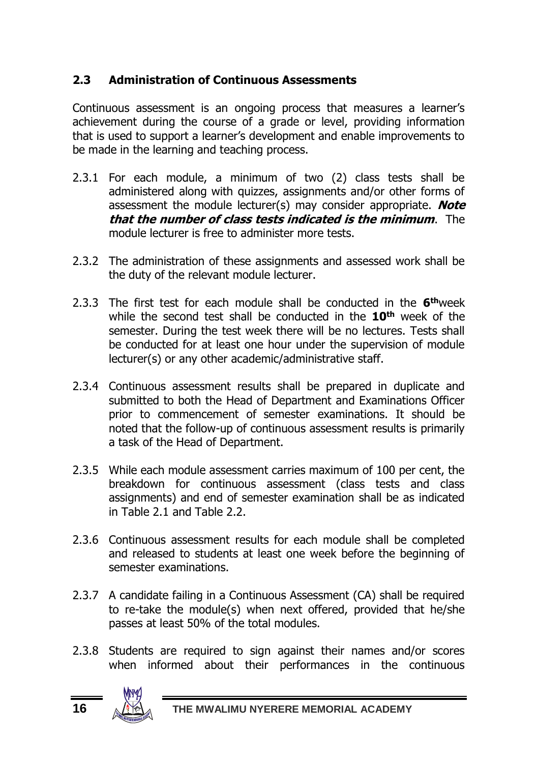## 2.3 Administration of Continuous Assessments

Continuous assessment is an ongoing process that measures a learner's achievement during the course of a grade or level, providing information that is used to support a learner's development and enable improvements to be made in the learning and teaching process.

2.3.1 For each module, a minimum of two (2) class tests shall be administered along with quizzes, assignments and/or other forms of assessment the module lecturer(s) may consider appropriate. ***Note that the number of class tests indicated is the minimum***. The module lecturer is free to administer more tests.

2.3.2 The administration of these assignments and assessed work shall be the duty of the relevant module lecturer.

2.3.3 The first test for each module shall be conducted in the **6th** week while the second test shall be conducted in the **10th** week of the semester. During the test week there will be no lectures. Tests shall be conducted for at least one hour under the supervision of module lecturer(s) or any other academic/administrative staff.

2.3.4 Continuous assessment results shall be prepared in duplicate and submitted to both the Head of Department and Examinations Officer prior to commencement of semester examinations. It should be noted that the follow-up of continuous assessment results is primarily a task of the Head of Department.

2.3.5 While each module assessment carries maximum of 100 per cent, the breakdown for continuous assessment (class tests and class assignments) and end of semester examination shall be as indicated in Table 2.1 and Table 2.2.

2.3.6 Continuous assessment results for each module shall be completed and released to students at least one week before the beginning of semester examinations.

2.3.7 A candidate failing in a Continuous Assessment (CA) shall be required to re-take the module(s) when next offered, provided that he/she passes at least 50% of the total modules.

2.3.8 Students are required to sign against their names and/or scores when informed about their performances in the continuous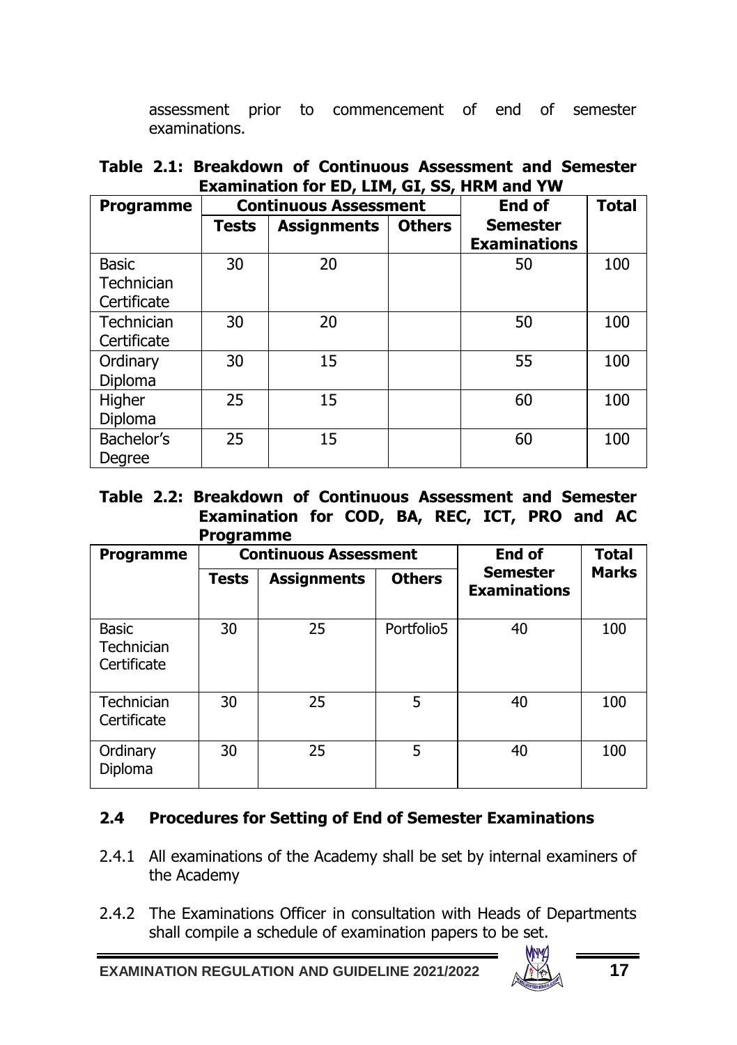assessment prior to commencement of end of semester examinations.

**Table 2.1: Breakdown of Continuous Assessment and Semester Examination for ED, LIM, GI, SS, HRM and YW**

| Programme | Continuous Assessment | | | End of Semester Examinations | Total |
|---|---|---|---|---|---|
| | Tests | Assignments | Others | | |
| Basic Technician Certificate | 30 | 20 | | 50 | 100 |
| Technician Certificate | 30 | 20 | | 50 | 100 |
| Ordinary Diploma | 30 | 15 | | 55 | 100 |
| Higher Diploma | 25 | 15 | | 60 | 100 |
| Bachelor's Degree | 25 | 15 | | 60 | 100 |

**Table 2.2: Breakdown of Continuous Assessment and Semester Examination for COD, BA, REC, ICT, PRO and AC Programme**

| Programme | Continuous Assessment | | | End of Semester Examinations | Total Marks |
|---|---|---|---|---|---|
| | Tests | Assignments | Others | | |
| Basic Technician Certificate | 30 | 25 | Portfolio5 | 40 | 100 |
| Technician Certificate | 30 | 25 | 5 | 40 | 100 |
| Ordinary Diploma | 30 | 25 | 5 | 40 | 100 |

## 2.4 Procedures for Setting of End of Semester Examinations

2.4.1 All examinations of the Academy shall be set by internal examiners of the Academy

2.4.2 The Examinations Officer in consultation with Heads of Departments shall compile a schedule of examination papers to be set.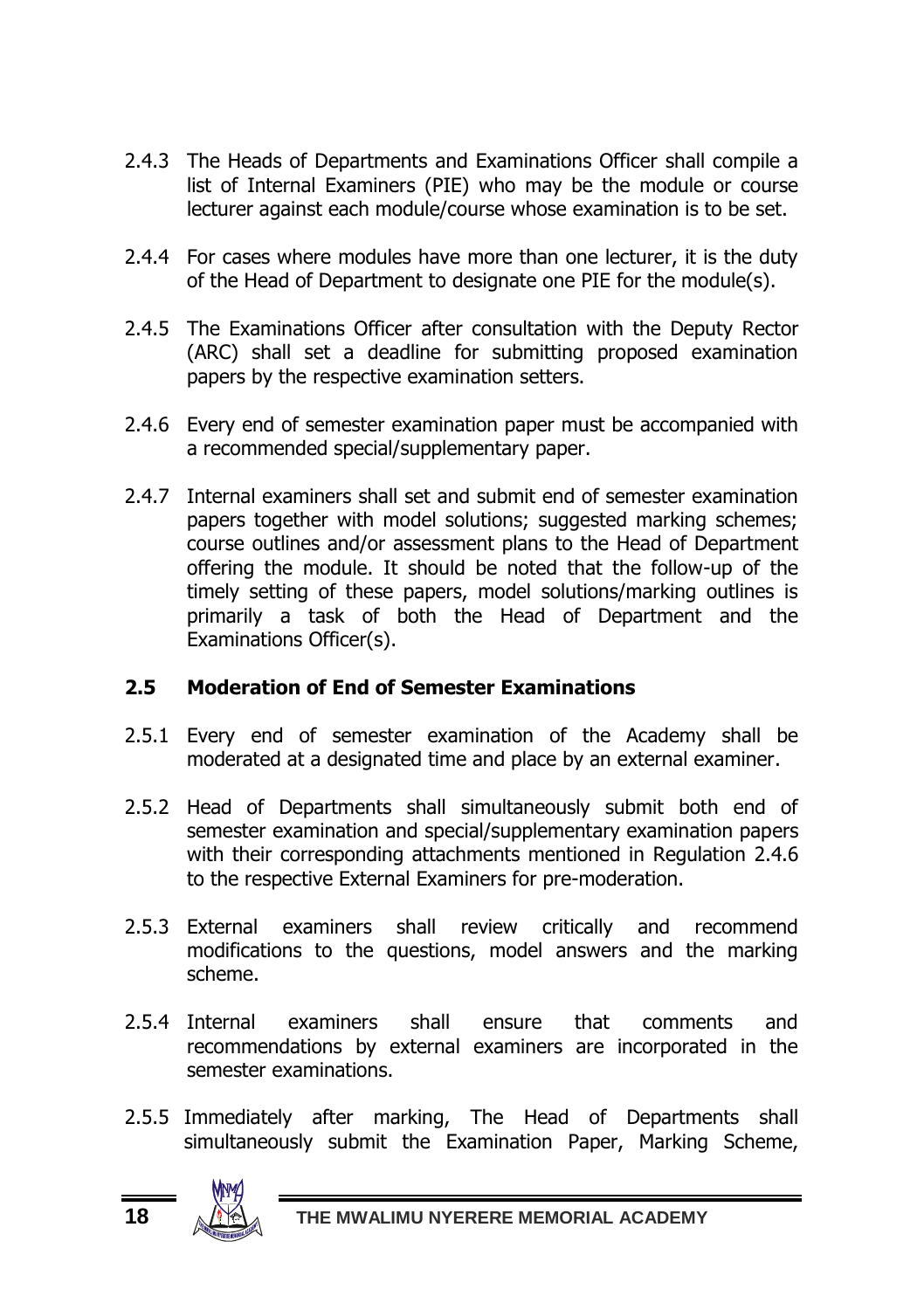2.4.3 The Heads of Departments and Examinations Officer shall compile a list of Internal Examiners (PIE) who may be the module or course lecturer against each module/course whose examination is to be set.

2.4.4 For cases where modules have more than one lecturer, it is the duty of the Head of Department to designate one PIE for the module(s).

2.4.5 The Examinations Officer after consultation with the Deputy Rector (ARC) shall set a deadline for submitting proposed examination papers by the respective examination setters.

2.4.6 Every end of semester examination paper must be accompanied with a recommended special/supplementary paper.

2.4.7 Internal examiners shall set and submit end of semester examination papers together with model solutions; suggested marking schemes; course outlines and/or assessment plans to the Head of Department offering the module. It should be noted that the follow-up of the timely setting of these papers, model solutions/marking outlines is primarily a task of both the Head of Department and the Examinations Officer(s).

### 2.5 Moderation of End of Semester Examinations

2.5.1 Every end of semester examination of the Academy shall be moderated at a designated time and place by an external examiner.

2.5.2 Head of Departments shall simultaneously submit both end of semester examination and special/supplementary examination papers with their corresponding attachments mentioned in Regulation 2.4.6 to the respective External Examiners for pre-moderation.

2.5.3 External examiners shall review critically and recommend modifications to the questions, model answers and the marking scheme.

2.5.4 Internal examiners shall ensure that comments and recommendations by external examiners are incorporated in the semester examinations.

2.5.5 Immediately after marking, The Head of Departments shall simultaneously submit the Examination Paper, Marking Scheme,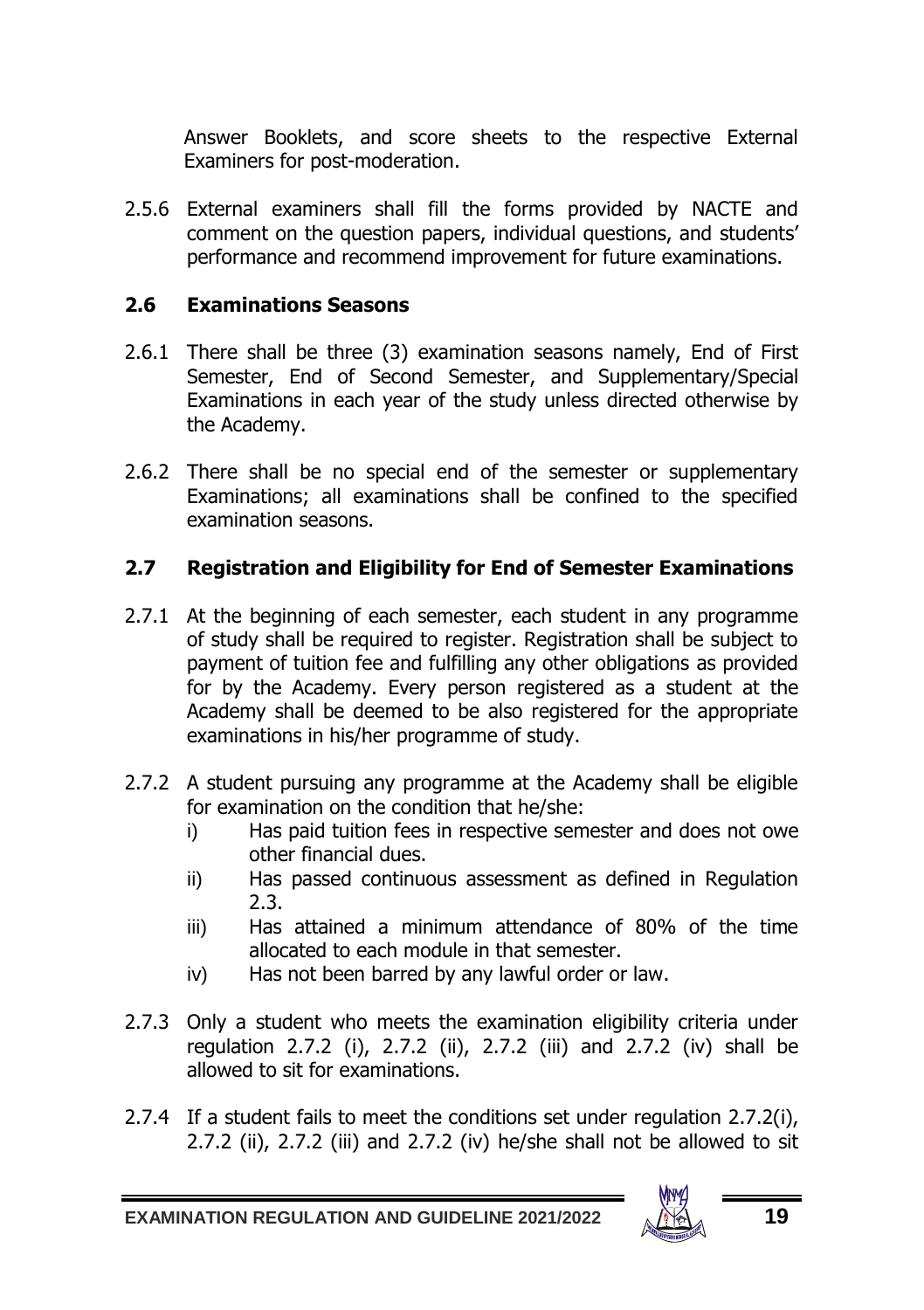Answer Booklets, and score sheets to the respective External Examiners for post-moderation.

2.5.6 External examiners shall fill the forms provided by NACTE and comment on the question papers, individual questions, and students' performance and recommend improvement for future examinations.

### 2.6 Examinations Seasons

2.6.1 There shall be three (3) examination seasons namely, End of First Semester, End of Second Semester, and Supplementary/Special Examinations in each year of the study unless directed otherwise by the Academy.

2.6.2 There shall be no special end of the semester or supplementary Examinations; all examinations shall be confined to the specified examination seasons.

### 2.7 Registration and Eligibility for End of Semester Examinations

2.7.1 At the beginning of each semester, each student in any programme of study shall be required to register. Registration shall be subject to payment of tuition fee and fulfilling any other obligations as provided for by the Academy. Every person registered as a student at the Academy shall be deemed to be also registered for the appropriate examinations in his/her programme of study.

2.7.2 A student pursuing any programme at the Academy shall be eligible for examination on the condition that he/she:

- i) Has paid tuition fees in respective semester and does not owe other financial dues.
- ii) Has passed continuous assessment as defined in Regulation 2.3.
- iii) Has attained a minimum attendance of 80% of the time allocated to each module in that semester.
- iv) Has not been barred by any lawful order or law.

2.7.3 Only a student who meets the examination eligibility criteria under regulation 2.7.2 (i), 2.7.2 (ii), 2.7.2 (iii) and 2.7.2 (iv) shall be allowed to sit for examinations.

2.7.4 If a student fails to meet the conditions set under regulation 2.7.2(i), 2.7.2 (ii), 2.7.2 (iii) and 2.7.2 (iv) he/she shall not be allowed to sit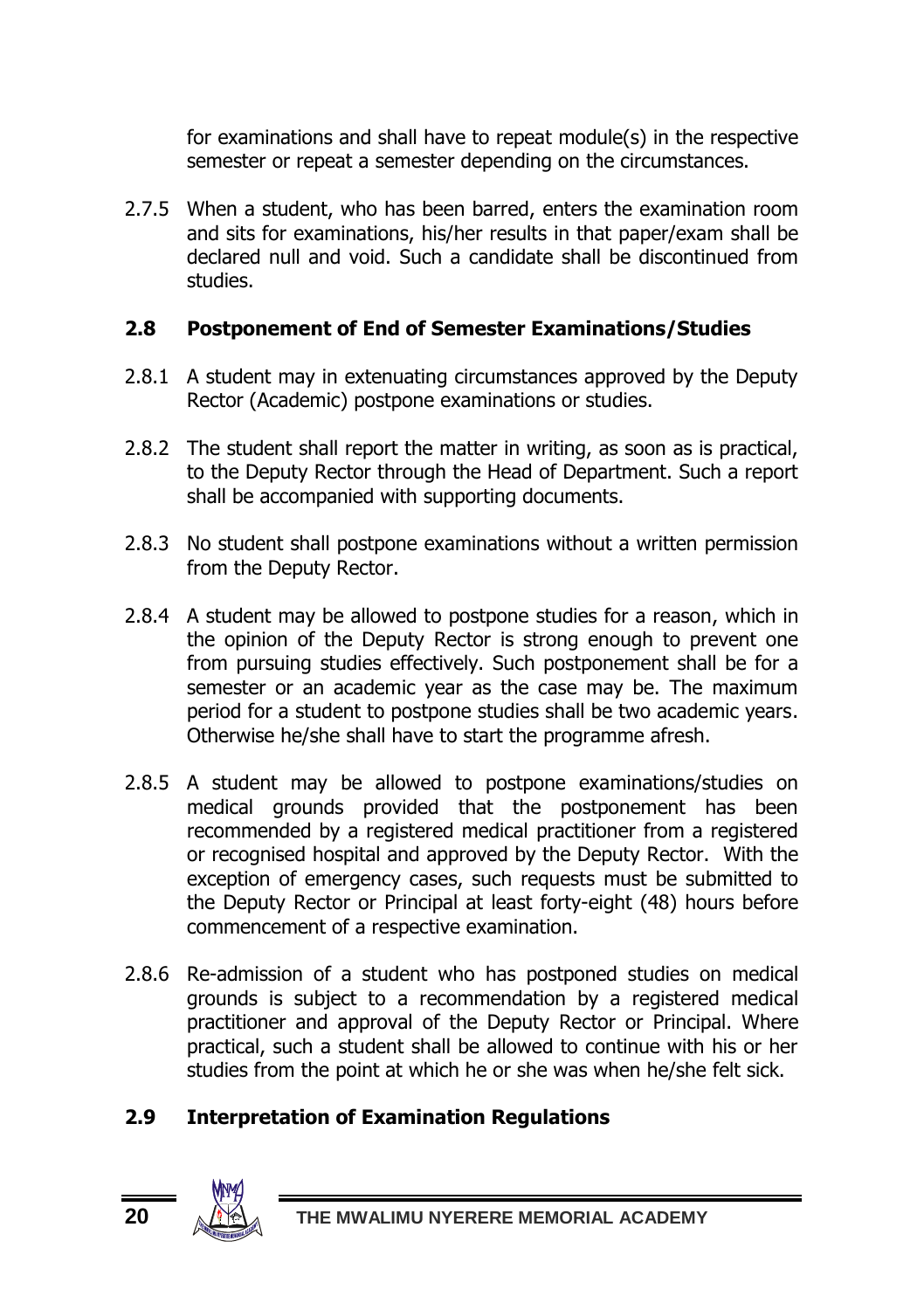for examinations and shall have to repeat module(s) in the respective semester or repeat a semester depending on the circumstances.

2.7.5 When a student, who has been barred, enters the examination room and sits for examinations, his/her results in that paper/exam shall be declared null and void. Such a candidate shall be discontinued from studies.

### 2.8 Postponement of End of Semester Examinations/Studies

2.8.1 A student may in extenuating circumstances approved by the Deputy Rector (Academic) postpone examinations or studies.

2.8.2 The student shall report the matter in writing, as soon as is practical, to the Deputy Rector through the Head of Department. Such a report shall be accompanied with supporting documents.

2.8.3 No student shall postpone examinations without a written permission from the Deputy Rector.

2.8.4 A student may be allowed to postpone studies for a reason, which in the opinion of the Deputy Rector is strong enough to prevent one from pursuing studies effectively. Such postponement shall be for a semester or an academic year as the case may be. The maximum period for a student to postpone studies shall be two academic years. Otherwise he/she shall have to start the programme afresh.

2.8.5 A student may be allowed to postpone examinations/studies on medical grounds provided that the postponement has been recommended by a registered medical practitioner from a registered or recognised hospital and approved by the Deputy Rector. With the exception of emergency cases, such requests must be submitted to the Deputy Rector or Principal at least forty-eight (48) hours before commencement of a respective examination.

2.8.6 Re-admission of a student who has postponed studies on medical grounds is subject to a recommendation by a registered medical practitioner and approval of the Deputy Rector or Principal. Where practical, such a student shall be allowed to continue with his or her studies from the point at which he or she was when he/she felt sick.

### 2.9 Interpretation of Examination Regulations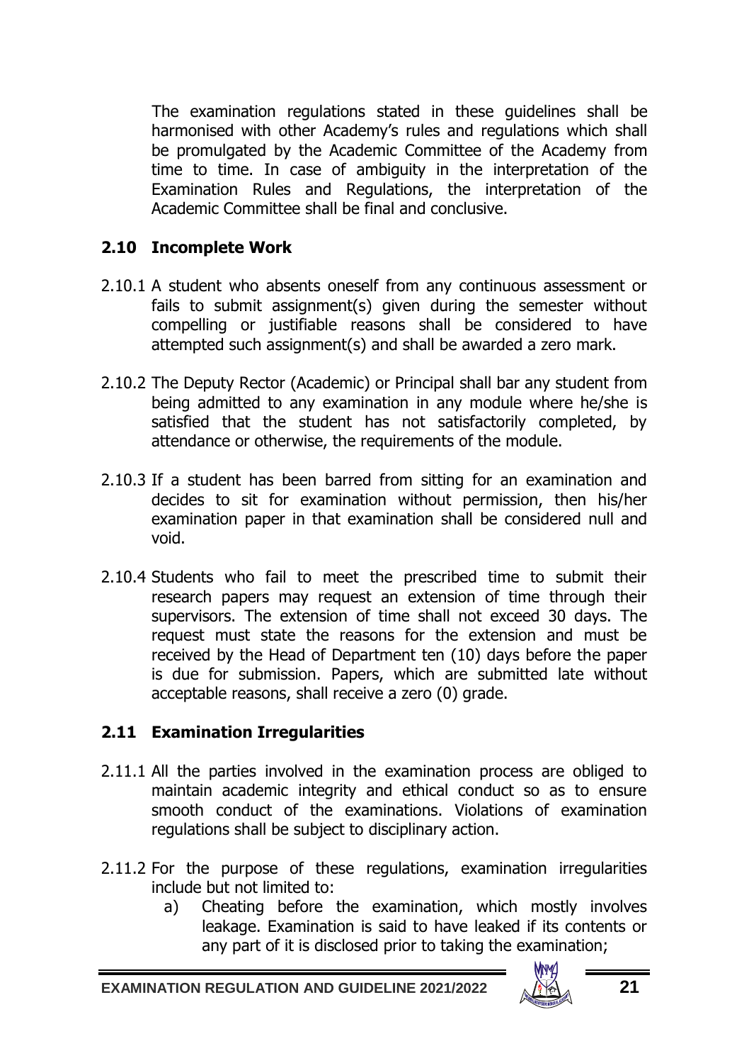The examination regulations stated in these guidelines shall be harmonised with other Academy's rules and regulations which shall be promulgated by the Academic Committee of the Academy from time to time. In case of ambiguity in the interpretation of the Examination Rules and Regulations, the interpretation of the Academic Committee shall be final and conclusive.

### 2.10 Incomplete Work

2.10.1 A student who absents oneself from any continuous assessment or fails to submit assignment(s) given during the semester without compelling or justifiable reasons shall be considered to have attempted such assignment(s) and shall be awarded a zero mark.

2.10.2 The Deputy Rector (Academic) or Principal shall bar any student from being admitted to any examination in any module where he/she is satisfied that the student has not satisfactorily completed, by attendance or otherwise, the requirements of the module.

2.10.3 If a student has been barred from sitting for an examination and decides to sit for examination without permission, then his/her examination paper in that examination shall be considered null and void.

2.10.4 Students who fail to meet the prescribed time to submit their research papers may request an extension of time through their supervisors. The extension of time shall not exceed 30 days. The request must state the reasons for the extension and must be received by the Head of Department ten (10) days before the paper is due for submission. Papers, which are submitted late without acceptable reasons, shall receive a zero (0) grade.

### 2.11 Examination Irregularities

2.11.1 All the parties involved in the examination process are obliged to maintain academic integrity and ethical conduct so as to ensure smooth conduct of the examinations. Violations of examination regulations shall be subject to disciplinary action.

2.11.2 For the purpose of these regulations, examination irregularities include but not limited to:

a) Cheating before the examination, which mostly involves leakage. Examination is said to have leaked if its contents or any part of it is disclosed prior to taking the examination;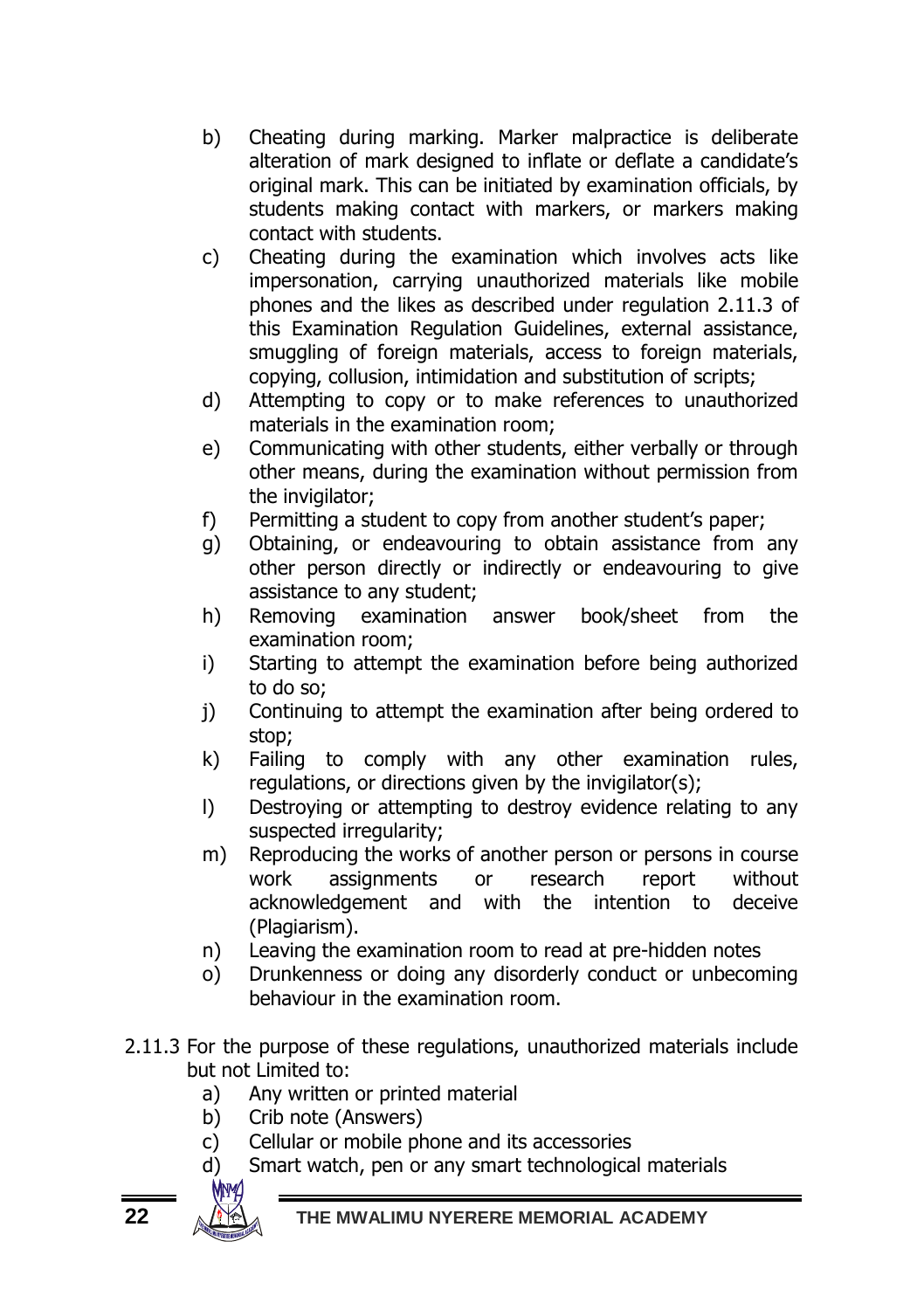b) Cheating during marking. Marker malpractice is deliberate alteration of mark designed to inflate or deflate a candidate's original mark. This can be initiated by examination officials, by students making contact with markers, or markers making contact with students.

c) Cheating during the examination which involves acts like impersonation, carrying unauthorized materials like mobile phones and the likes as described under regulation 2.11.3 of this Examination Regulation Guidelines, external assistance, smuggling of foreign materials, access to foreign materials, copying, collusion, intimidation and substitution of scripts;

d) Attempting to copy or to make references to unauthorized materials in the examination room;

e) Communicating with other students, either verbally or through other means, during the examination without permission from the invigilator;

f) Permitting a student to copy from another student's paper;

g) Obtaining, or endeavouring to obtain assistance from any other person directly or indirectly or endeavouring to give assistance to any student;

h) Removing examination answer book/sheet from the examination room;

i) Starting to attempt the examination before being authorized to do so;

j) Continuing to attempt the examination after being ordered to stop;

k) Failing to comply with any other examination rules, regulations, or directions given by the invigilator(s);

l) Destroying or attempting to destroy evidence relating to any suspected irregularity;

m) Reproducing the works of another person or persons in course work assignments or research report without acknowledgement and with the intention to deceive (Plagiarism).

n) Leaving the examination room to read at pre-hidden notes

o) Drunkenness or doing any disorderly conduct or unbecoming behaviour in the examination room.

2.11.3 For the purpose of these regulations, unauthorized materials include but not Limited to:

a) Any written or printed material
b) Crib note (Answers)
c) Cellular or mobile phone and its accessories
d) Smart watch, pen or any smart technological materials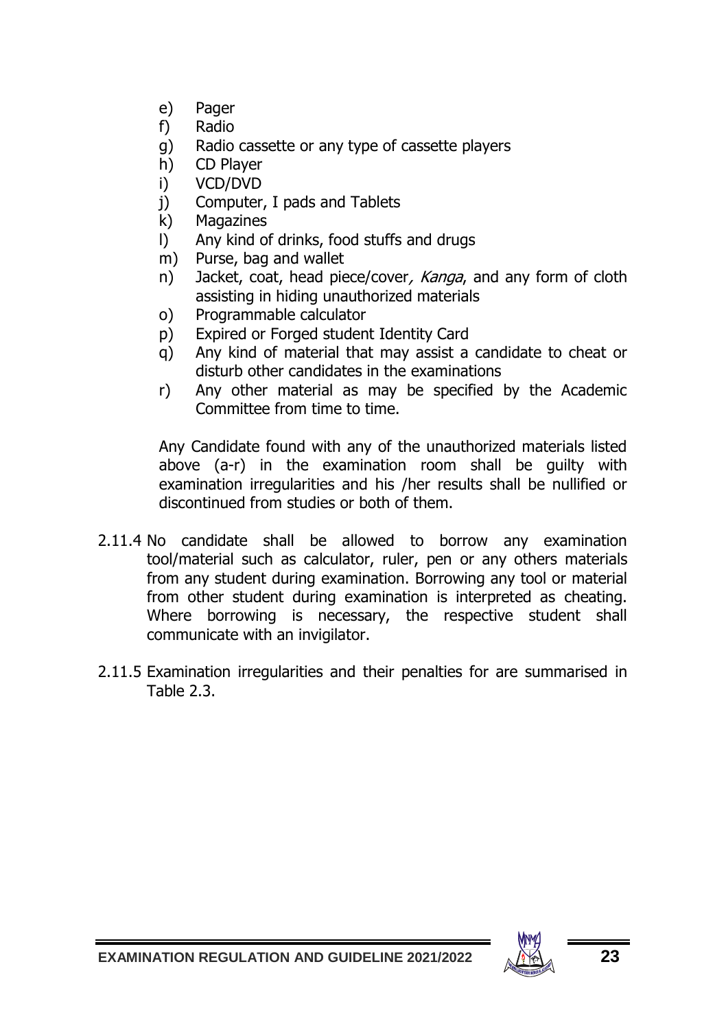e) Pager
f) Radio
g) Radio cassette or any type of cassette players
h) CD Player
i) VCD/DVD
j) Computer, I pads and Tablets
k) Magazines
l) Any kind of drinks, food stuffs and drugs
m) Purse, bag and wallet
n) Jacket, coat, head piece/cover*, Kanga*, and any form of cloth assisting in hiding unauthorized materials
o) Programmable calculator
p) Expired or Forged student Identity Card
q) Any kind of material that may assist a candidate to cheat or disturb other candidates in the examinations
r) Any other material as may be specified by the Academic Committee from time to time.

Any Candidate found with any of the unauthorized materials listed above (a-r) in the examination room shall be guilty with examination irregularities and his /her results shall be nullified or discontinued from studies or both of them.

2.11.4 No candidate shall be allowed to borrow any examination tool/material such as calculator, ruler, pen or any others materials from any student during examination. Borrowing any tool or material from other student during examination is interpreted as cheating. Where borrowing is necessary, the respective student shall communicate with an invigilator.

2.11.5 Examination irregularities and their penalties for are summarised in Table 2.3.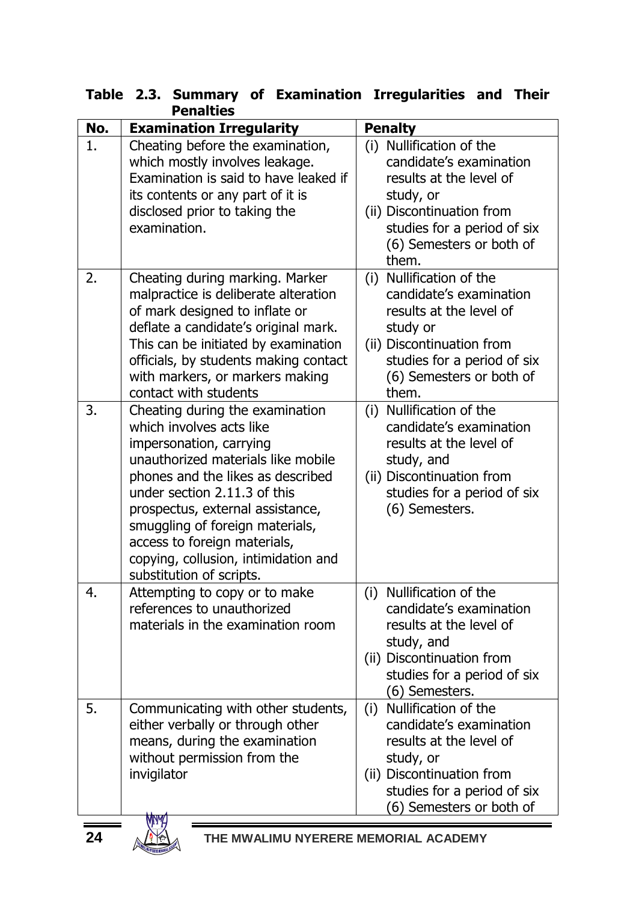**Table 2.3. Summary of Examination Irregularities and Their Penalties**

| No. | Examination Irregularity | Penalty |
|---|---|---|
| 1. | Cheating before the examination, which mostly involves leakage. Examination is said to have leaked if its contents or any part of it is disclosed prior to taking the examination. | (i) Nullification of the candidate's examination results at the level of study, or (ii) Discontinuation from studies for a period of six (6) Semesters or both of them. |
| 2. | Cheating during marking. Marker malpractice is deliberate alteration of mark designed to inflate or deflate a candidate's original mark. This can be initiated by examination officials, by students making contact with markers, or markers making contact with students | (i) Nullification of the candidate's examination results at the level of study or (ii) Discontinuation from studies for a period of six (6) Semesters or both of them. |
| 3. | Cheating during the examination which involves acts like impersonation, carrying unauthorized materials like mobile phones and the likes as described under section 2.11.3 of this prospectus, external assistance, smuggling of foreign materials, access to foreign materials, copying, collusion, intimidation and substitution of scripts. | (i) Nullification of the candidate's examination results at the level of study, and (ii) Discontinuation from studies for a period of six (6) Semesters. |
| 4. | Attempting to copy or to make references to unauthorized materials in the examination room | (i) Nullification of the candidate's examination results at the level of study, and (ii) Discontinuation from studies for a period of six (6) Semesters. |
| 5. | Communicating with other students, either verbally or through other means, during the examination without permission from the invigilator | (i) Nullification of the candidate's examination results at the level of study, or (ii) Discontinuation from studies for a period of six (6) Semesters or both of |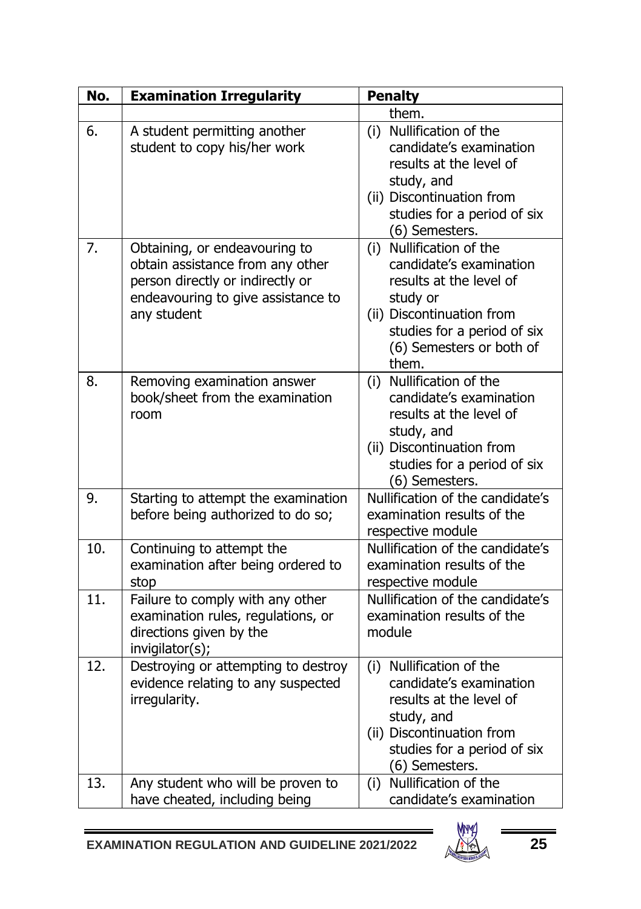| No. | Examination Irregularity | Penalty |
|---|---|---|
| | | them. |
| 6. | A student permitting another student to copy his/her work | (i) Nullification of the candidate's examination results at the level of study, and<br>(ii) Discontinuation from studies for a period of six (6) Semesters. |
| 7. | Obtaining, or endeavouring to obtain assistance from any other person directly or indirectly or endeavouring to give assistance to any student | (i) Nullification of the candidate's examination results at the level of study or<br>(ii) Discontinuation from studies for a period of six (6) Semesters or both of them. |
| 8. | Removing examination answer book/sheet from the examination room | (i) Nullification of the candidate's examination results at the level of study, and<br>(ii) Discontinuation from studies for a period of six (6) Semesters. |
| 9. | Starting to attempt the examination before being authorized to do so; | Nullification of the candidate's examination results of the respective module |
| 10. | Continuing to attempt the examination after being ordered to stop | Nullification of the candidate's examination results of the respective module |
| 11. | Failure to comply with any other examination rules, regulations, or directions given by the invigilator(s); | Nullification of the candidate's examination results of the module |
| 12. | Destroying or attempting to destroy evidence relating to any suspected irregularity. | (i) Nullification of the candidate's examination results at the level of study, and<br>(ii) Discontinuation from studies for a period of six (6) Semesters. |
| 13. | Any student who will be proven to have cheated, including being | (i) Nullification of the candidate's examination |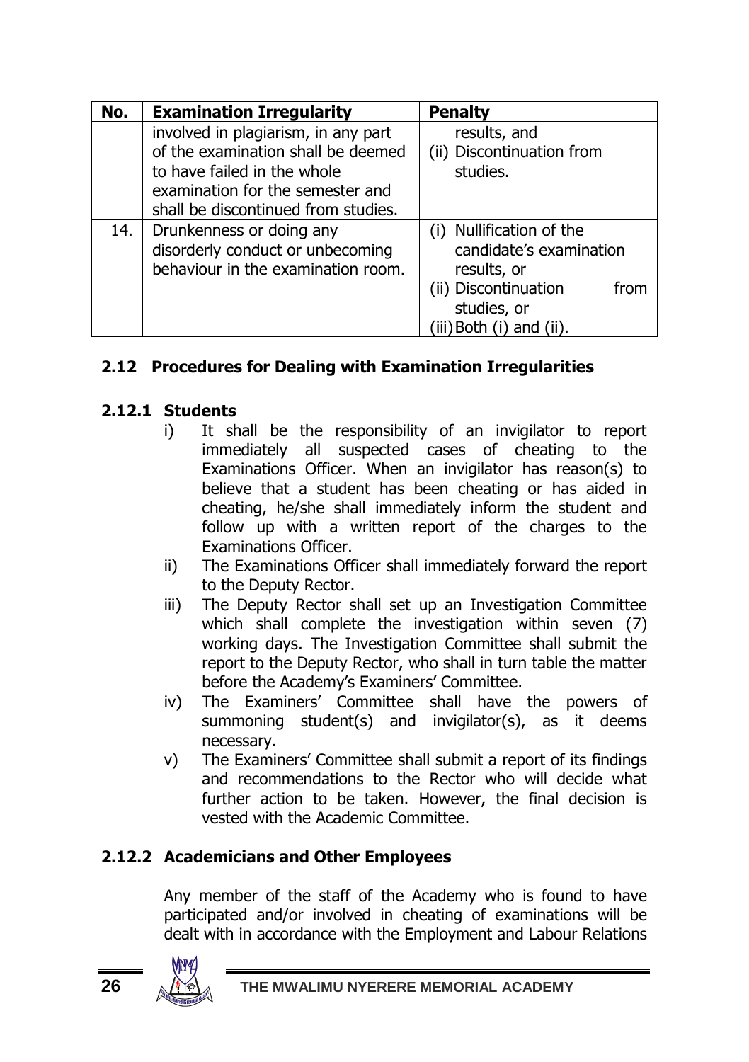| No. | Examination Irregularity | Penalty |
|---|---|---|
| | involved in plagiarism, in any part of the examination shall be deemed to have failed in the whole examination for the semester and shall be discontinued from studies. | results, and<br>(ii) Discontinuation from studies. |
| 14. | Drunkenness or doing any disorderly conduct or unbecoming behaviour in the examination room. | (i) Nullification of the candidate's examination results, or<br>(ii) Discontinuation from studies, or<br>(iii) Both (i) and (ii). |

### 2.12 Procedures for Dealing with Examination Irregularities

#### 2.12.1 Students

i) It shall be the responsibility of an invigilator to report immediately all suspected cases of cheating to the Examinations Officer. When an invigilator has reason(s) to believe that a student has been cheating or has aided in cheating, he/she shall immediately inform the student and follow up with a written report of the charges to the Examinations Officer.

ii) The Examinations Officer shall immediately forward the report to the Deputy Rector.

iii) The Deputy Rector shall set up an Investigation Committee which shall complete the investigation within seven (7) working days. The Investigation Committee shall submit the report to the Deputy Rector, who shall in turn table the matter before the Academy's Examiners' Committee.

iv) The Examiners' Committee shall have the powers of summoning student(s) and invigilator(s), as it deems necessary.

v) The Examiners' Committee shall submit a report of its findings and recommendations to the Rector who will decide what further action to be taken. However, the final decision is vested with the Academic Committee.

#### 2.12.2 Academicians and Other Employees

Any member of the staff of the Academy who is found to have participated and/or involved in cheating of examinations will be dealt with in accordance with the Employment and Labour Relations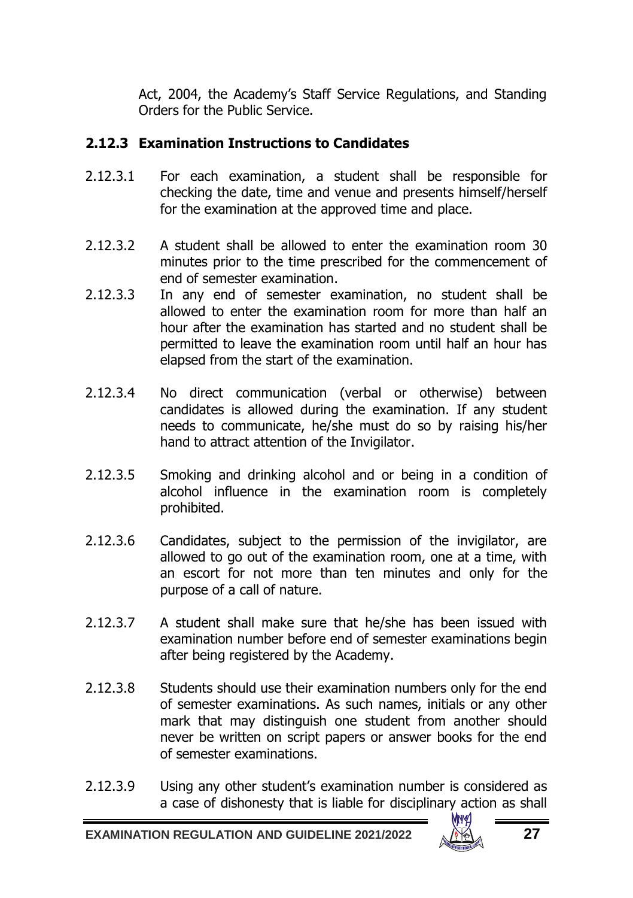Act, 2004, the Academy's Staff Service Regulations, and Standing Orders for the Public Service.

### 2.12.3 Examination Instructions to Candidates

2.12.3.1 For each examination, a student shall be responsible for checking the date, time and venue and presents himself/herself for the examination at the approved time and place.

2.12.3.2 A student shall be allowed to enter the examination room 30 minutes prior to the time prescribed for the commencement of end of semester examination.

2.12.3.3 In any end of semester examination, no student shall be allowed to enter the examination room for more than half an hour after the examination has started and no student shall be permitted to leave the examination room until half an hour has elapsed from the start of the examination.

2.12.3.4 No direct communication (verbal or otherwise) between candidates is allowed during the examination. If any student needs to communicate, he/she must do so by raising his/her hand to attract attention of the Invigilator.

2.12.3.5 Smoking and drinking alcohol and or being in a condition of alcohol influence in the examination room is completely prohibited.

2.12.3.6 Candidates, subject to the permission of the invigilator, are allowed to go out of the examination room, one at a time, with an escort for not more than ten minutes and only for the purpose of a call of nature.

2.12.3.7 A student shall make sure that he/she has been issued with examination number before end of semester examinations begin after being registered by the Academy.

2.12.3.8 Students should use their examination numbers only for the end of semester examinations. As such names, initials or any other mark that may distinguish one student from another should never be written on script papers or answer books for the end of semester examinations.

2.12.3.9 Using any other student's examination number is considered as a case of dishonesty that is liable for disciplinary action as shall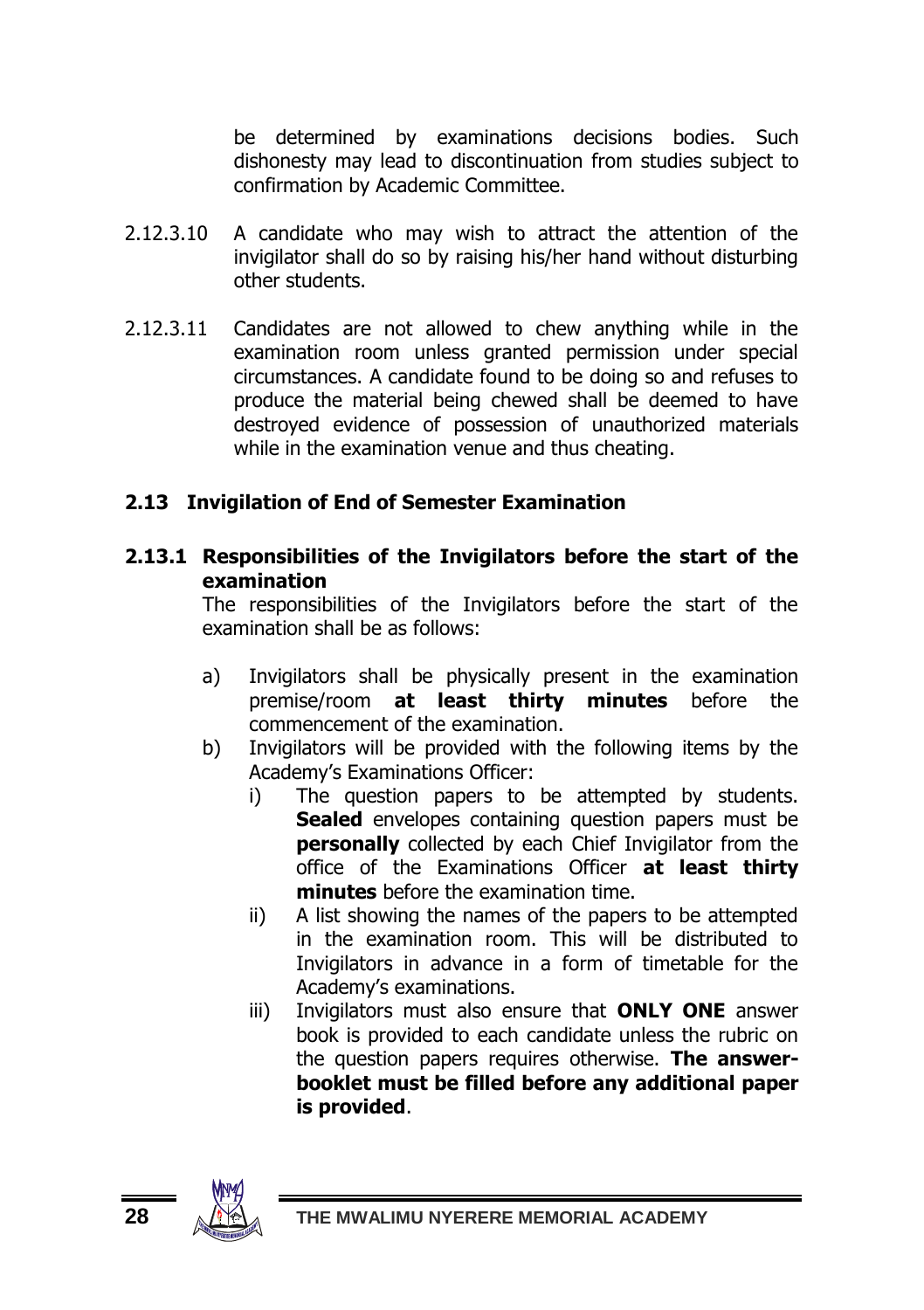be determined by examinations decisions bodies. Such dishonesty may lead to discontinuation from studies subject to confirmation by Academic Committee.

2.12.3.10 A candidate who may wish to attract the attention of the invigilator shall do so by raising his/her hand without disturbing other students.

2.12.3.11 Candidates are not allowed to chew anything while in the examination room unless granted permission under special circumstances. A candidate found to be doing so and refuses to produce the material being chewed shall be deemed to have destroyed evidence of possession of unauthorized materials while in the examination venue and thus cheating.

## 2.13 Invigilation of End of Semester Examination

### 2.13.1 Responsibilities of the Invigilators before the start of the examination

The responsibilities of the Invigilators before the start of the examination shall be as follows:

a) Invigilators shall be physically present in the examination premise/room **at least thirty minutes** before the commencement of the examination.

b) Invigilators will be provided with the following items by the Academy's Examinations Officer:

   i) The question papers to be attempted by students. **Sealed** envelopes containing question papers must be **personally** collected by each Chief Invigilator from the office of the Examinations Officer **at least thirty minutes** before the examination time.

   ii) A list showing the names of the papers to be attempted in the examination room. This will be distributed to Invigilators in advance in a form of timetable for the Academy's examinations.

   iii) Invigilators must also ensure that **ONLY ONE** answer book is provided to each candidate unless the rubric on the question papers requires otherwise. **The answer-booklet must be filled before any additional paper is provided**.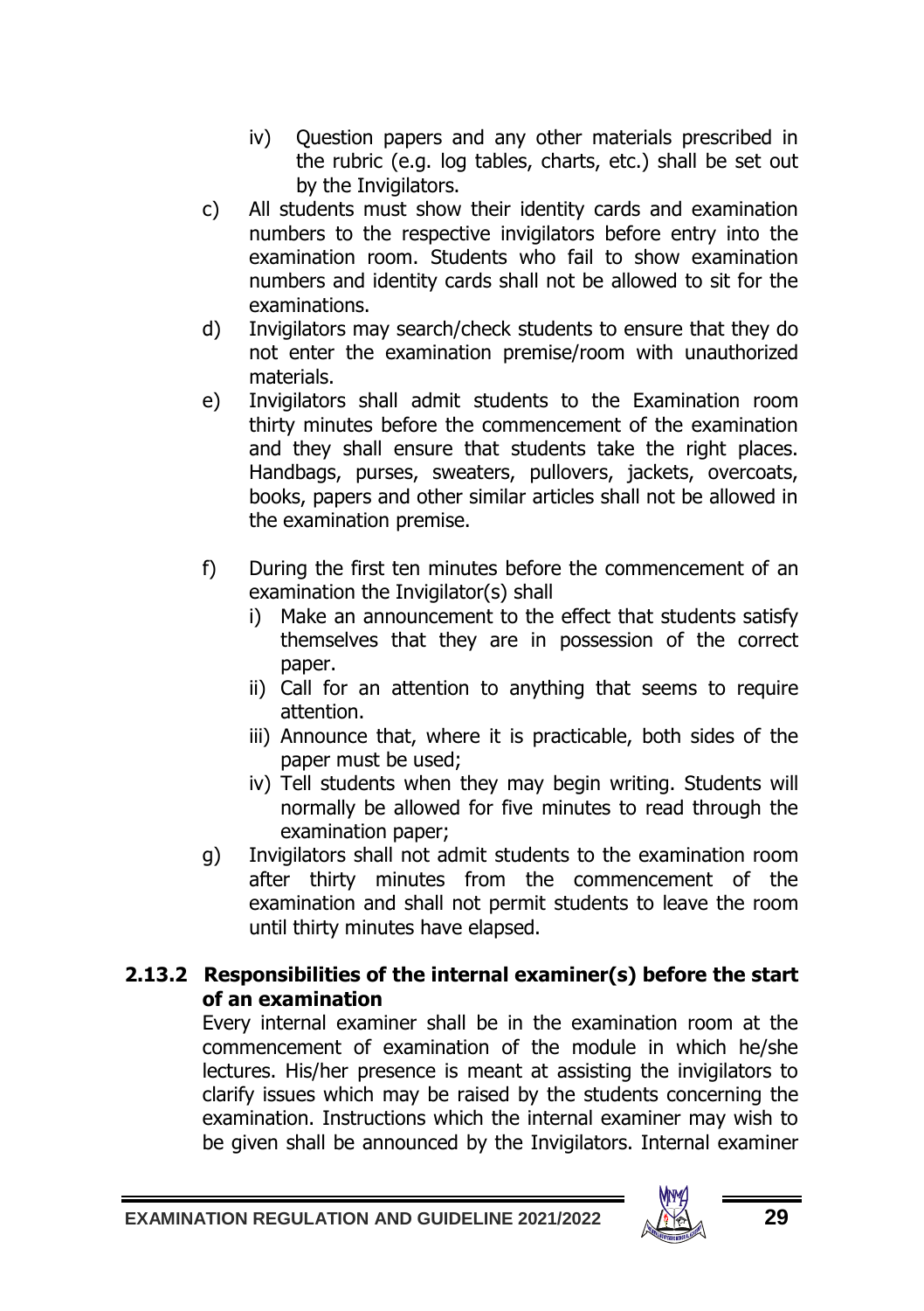iv) Question papers and any other materials prescribed in the rubric (e.g. log tables, charts, etc.) shall be set out by the Invigilators.

c) All students must show their identity cards and examination numbers to the respective invigilators before entry into the examination room. Students who fail to show examination numbers and identity cards shall not be allowed to sit for the examinations.

d) Invigilators may search/check students to ensure that they do not enter the examination premise/room with unauthorized materials.

e) Invigilators shall admit students to the Examination room thirty minutes before the commencement of the examination and they shall ensure that students take the right places. Handbags, purses, sweaters, pullovers, jackets, overcoats, books, papers and other similar articles shall not be allowed in the examination premise.

f) During the first ten minutes before the commencement of an examination the Invigilator(s) shall
   i) Make an announcement to the effect that students satisfy themselves that they are in possession of the correct paper.
   ii) Call for an attention to anything that seems to require attention.
   iii) Announce that, where it is practicable, both sides of the paper must be used;
   iv) Tell students when they may begin writing. Students will normally be allowed for five minutes to read through the examination paper;

g) Invigilators shall not admit students to the examination room after thirty minutes from the commencement of the examination and shall not permit students to leave the room until thirty minutes have elapsed.

### 2.13.2 Responsibilities of the internal examiner(s) before the start of an examination

Every internal examiner shall be in the examination room at the commencement of examination of the module in which he/she lectures. His/her presence is meant at assisting the invigilators to clarify issues which may be raised by the students concerning the examination. Instructions which the internal examiner may wish to be given shall be announced by the Invigilators. Internal examiner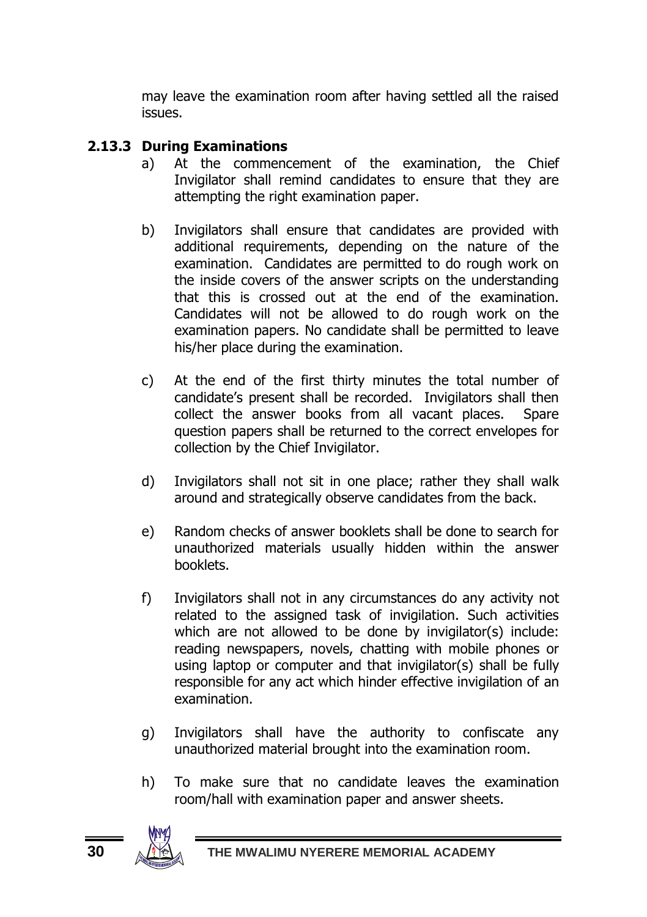may leave the examination room after having settled all the raised issues.

### 2.13.3 During Examinations

a) At the commencement of the examination, the Chief Invigilator shall remind candidates to ensure that they are attempting the right examination paper.

b) Invigilators shall ensure that candidates are provided with additional requirements, depending on the nature of the examination. Candidates are permitted to do rough work on the inside covers of the answer scripts on the understanding that this is crossed out at the end of the examination. Candidates will not be allowed to do rough work on the examination papers. No candidate shall be permitted to leave his/her place during the examination.

c) At the end of the first thirty minutes the total number of candidate's present shall be recorded. Invigilators shall then collect the answer books from all vacant places. Spare question papers shall be returned to the correct envelopes for collection by the Chief Invigilator.

d) Invigilators shall not sit in one place; rather they shall walk around and strategically observe candidates from the back.

e) Random checks of answer booklets shall be done to search for unauthorized materials usually hidden within the answer booklets.

f) Invigilators shall not in any circumstances do any activity not related to the assigned task of invigilation. Such activities which are not allowed to be done by invigilator(s) include: reading newspapers, novels, chatting with mobile phones or using laptop or computer and that invigilator(s) shall be fully responsible for any act which hinder effective invigilation of an examination.

g) Invigilators shall have the authority to confiscate any unauthorized material brought into the examination room.

h) To make sure that no candidate leaves the examination room/hall with examination paper and answer sheets.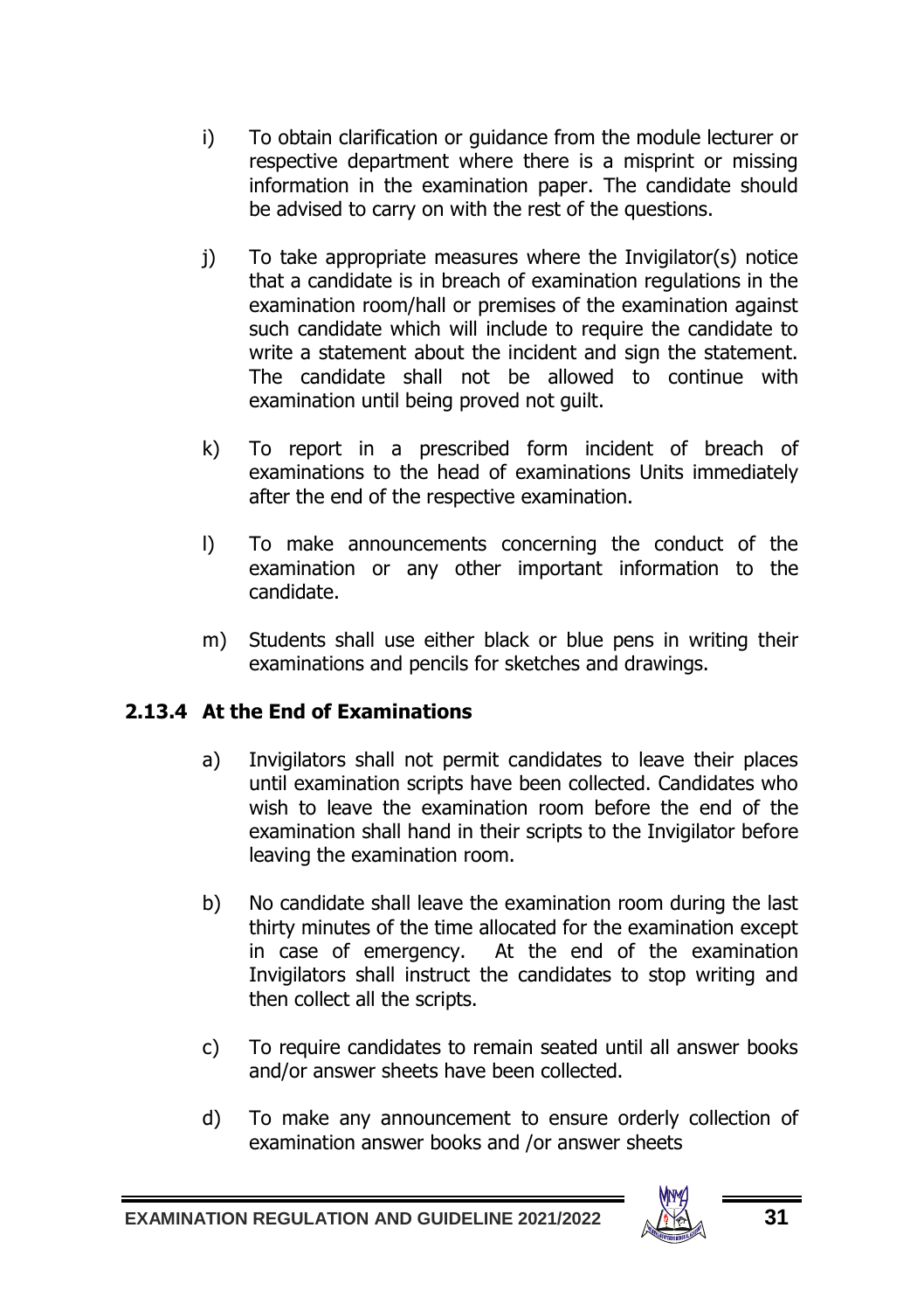i) To obtain clarification or guidance from the module lecturer or respective department where there is a misprint or missing information in the examination paper. The candidate should be advised to carry on with the rest of the questions.

j) To take appropriate measures where the Invigilator(s) notice that a candidate is in breach of examination regulations in the examination room/hall or premises of the examination against such candidate which will include to require the candidate to write a statement about the incident and sign the statement. The candidate shall not be allowed to continue with examination until being proved not guilt.

k) To report in a prescribed form incident of breach of examinations to the head of examinations Units immediately after the end of the respective examination.

l) To make announcements concerning the conduct of the examination or any other important information to the candidate.

m) Students shall use either black or blue pens in writing their examinations and pencils for sketches and drawings.

### 2.13.4 At the End of Examinations

a) Invigilators shall not permit candidates to leave their places until examination scripts have been collected. Candidates who wish to leave the examination room before the end of the examination shall hand in their scripts to the Invigilator before leaving the examination room.

b) No candidate shall leave the examination room during the last thirty minutes of the time allocated for the examination except in case of emergency. At the end of the examination Invigilators shall instruct the candidates to stop writing and then collect all the scripts.

c) To require candidates to remain seated until all answer books and/or answer sheets have been collected.

d) To make any announcement to ensure orderly collection of examination answer books and /or answer sheets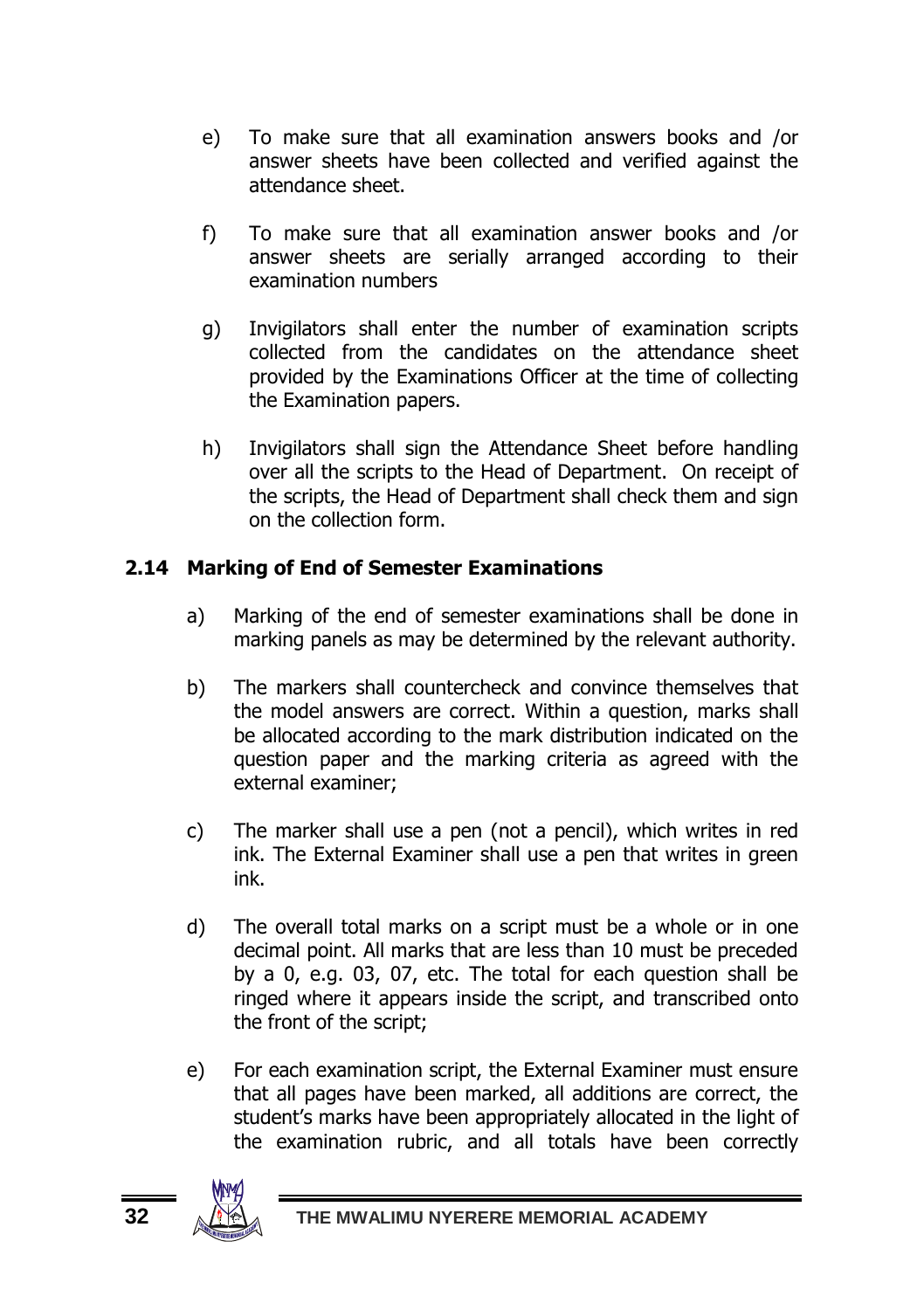e) To make sure that all examination answers books and /or answer sheets have been collected and verified against the attendance sheet.

f) To make sure that all examination answer books and /or answer sheets are serially arranged according to their examination numbers

g) Invigilators shall enter the number of examination scripts collected from the candidates on the attendance sheet provided by the Examinations Officer at the time of collecting the Examination papers.

h) Invigilators shall sign the Attendance Sheet before handling over all the scripts to the Head of Department. On receipt of the scripts, the Head of Department shall check them and sign on the collection form.

## 2.14 Marking of End of Semester Examinations

a) Marking of the end of semester examinations shall be done in marking panels as may be determined by the relevant authority.

b) The markers shall countercheck and convince themselves that the model answers are correct. Within a question, marks shall be allocated according to the mark distribution indicated on the question paper and the marking criteria as agreed with the external examiner;

c) The marker shall use a pen (not a pencil), which writes in red ink. The External Examiner shall use a pen that writes in green ink.

d) The overall total marks on a script must be a whole or in one decimal point. All marks that are less than 10 must be preceded by a 0, e.g. 03, 07, etc. The total for each question shall be ringed where it appears inside the script, and transcribed onto the front of the script;

e) For each examination script, the External Examiner must ensure that all pages have been marked, all additions are correct, the student's marks have been appropriately allocated in the light of the examination rubric, and all totals have been correctly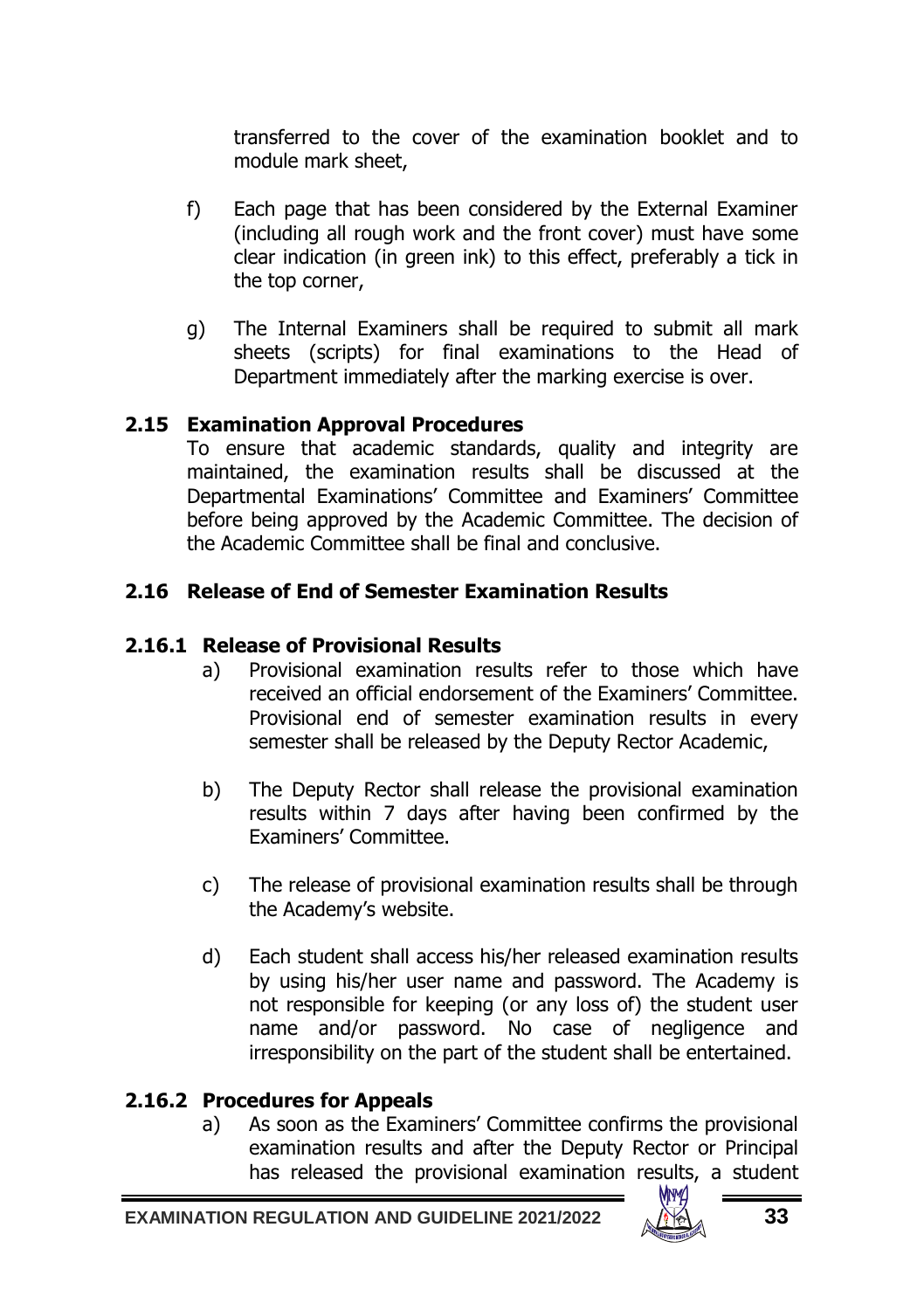transferred to the cover of the examination booklet and to module mark sheet,

f) Each page that has been considered by the External Examiner (including all rough work and the front cover) must have some clear indication (in green ink) to this effect, preferably a tick in the top corner,

g) The Internal Examiners shall be required to submit all mark sheets (scripts) for final examinations to the Head of Department immediately after the marking exercise is over.

### 2.15 Examination Approval Procedures

To ensure that academic standards, quality and integrity are maintained, the examination results shall be discussed at the Departmental Examinations' Committee and Examiners' Committee before being approved by the Academic Committee. The decision of the Academic Committee shall be final and conclusive.

### 2.16 Release of End of Semester Examination Results

#### 2.16.1 Release of Provisional Results

a) Provisional examination results refer to those which have received an official endorsement of the Examiners' Committee. Provisional end of semester examination results in every semester shall be released by the Deputy Rector Academic,

b) The Deputy Rector shall release the provisional examination results within 7 days after having been confirmed by the Examiners' Committee.

c) The release of provisional examination results shall be through the Academy's website.

d) Each student shall access his/her released examination results by using his/her user name and password. The Academy is not responsible for keeping (or any loss of) the student user name and/or password. No case of negligence and irresponsibility on the part of the student shall be entertained.

#### 2.16.2 Procedures for Appeals

a) As soon as the Examiners' Committee confirms the provisional examination results and after the Deputy Rector or Principal has released the provisional examination results, a student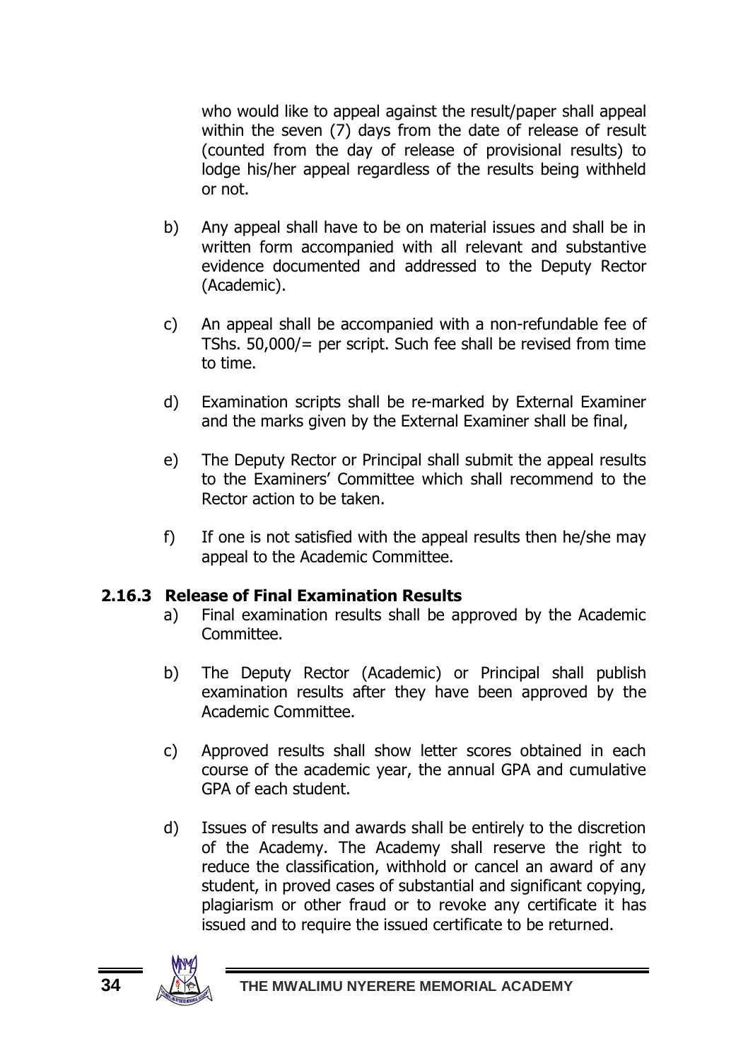who would like to appeal against the result/paper shall appeal within the seven (7) days from the date of release of result (counted from the day of release of provisional results) to lodge his/her appeal regardless of the results being withheld or not.

b) Any appeal shall have to be on material issues and shall be in written form accompanied with all relevant and substantive evidence documented and addressed to the Deputy Rector (Academic).

c) An appeal shall be accompanied with a non-refundable fee of TShs. 50,000/= per script. Such fee shall be revised from time to time.

d) Examination scripts shall be re-marked by External Examiner and the marks given by the External Examiner shall be final,

e) The Deputy Rector or Principal shall submit the appeal results to the Examiners' Committee which shall recommend to the Rector action to be taken.

f) If one is not satisfied with the appeal results then he/she may appeal to the Academic Committee.

### 2.16.3 Release of Final Examination Results

a) Final examination results shall be approved by the Academic Committee.

b) The Deputy Rector (Academic) or Principal shall publish examination results after they have been approved by the Academic Committee.

c) Approved results shall show letter scores obtained in each course of the academic year, the annual GPA and cumulative GPA of each student.

d) Issues of results and awards shall be entirely to the discretion of the Academy. The Academy shall reserve the right to reduce the classification, withhold or cancel an award of any student, in proved cases of substantial and significant copying, plagiarism or other fraud or to revoke any certificate it has issued and to require the issued certificate to be returned.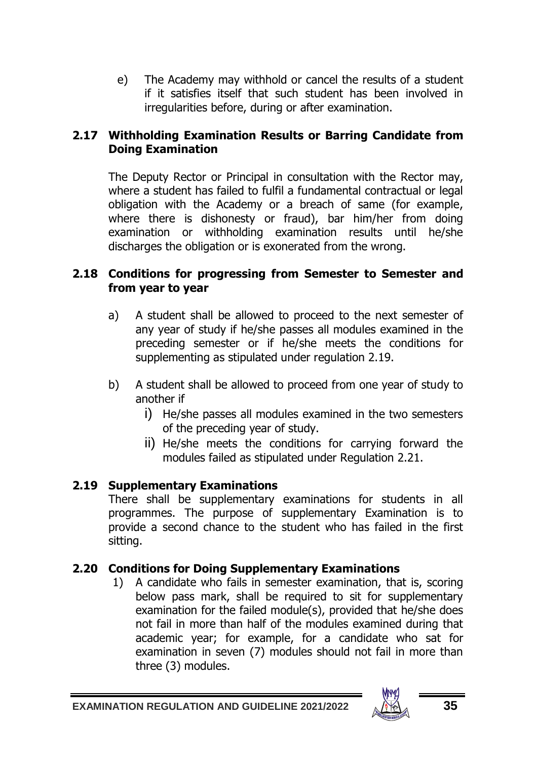e) The Academy may withhold or cancel the results of a student if it satisfies itself that such student has been involved in irregularities before, during or after examination.

### 2.17 Withholding Examination Results or Barring Candidate from Doing Examination

The Deputy Rector or Principal in consultation with the Rector may, where a student has failed to fulfil a fundamental contractual or legal obligation with the Academy or a breach of same (for example, where there is dishonesty or fraud), bar him/her from doing examination or withholding examination results until he/she discharges the obligation or is exonerated from the wrong.

### 2.18 Conditions for progressing from Semester to Semester and from year to year

a) A student shall be allowed to proceed to the next semester of any year of study if he/she passes all modules examined in the preceding semester or if he/she meets the conditions for supplementing as stipulated under regulation 2.19.

b) A student shall be allowed to proceed from one year of study to another if
   i) He/she passes all modules examined in the two semesters of the preceding year of study.
   ii) He/she meets the conditions for carrying forward the modules failed as stipulated under Regulation 2.21.

### 2.19 Supplementary Examinations

There shall be supplementary examinations for students in all programmes. The purpose of supplementary Examination is to provide a second chance to the student who has failed in the first sitting.

### 2.20 Conditions for Doing Supplementary Examinations

1) A candidate who fails in semester examination, that is, scoring below pass mark, shall be required to sit for supplementary examination for the failed module(s), provided that he/she does not fail in more than half of the modules examined during that academic year; for example, for a candidate who sat for examination in seven (7) modules should not fail in more than three (3) modules.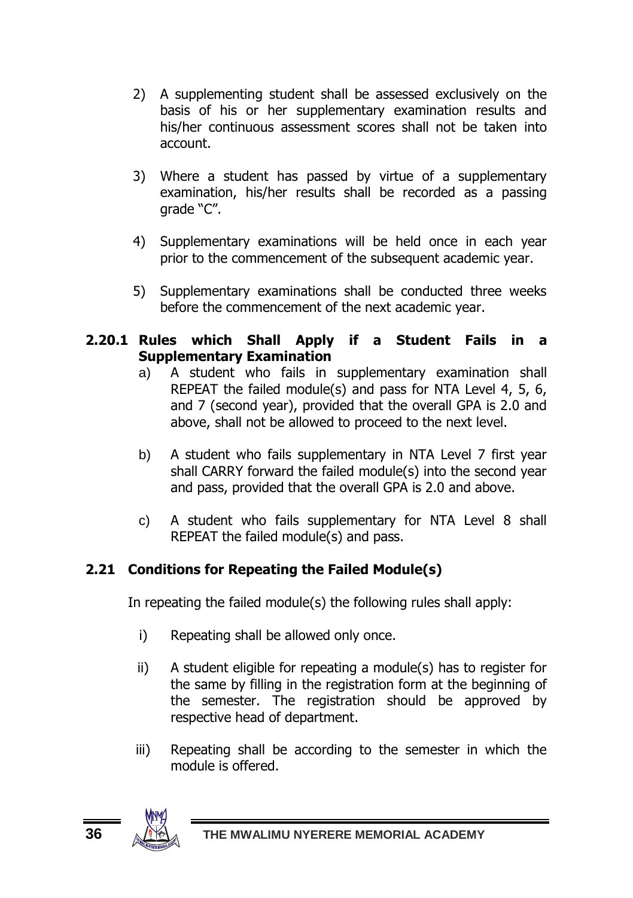2) A supplementing student shall be assessed exclusively on the basis of his or her supplementary examination results and his/her continuous assessment scores shall not be taken into account.

3) Where a student has passed by virtue of a supplementary examination, his/her results shall be recorded as a passing grade "C".

4) Supplementary examinations will be held once in each year prior to the commencement of the subsequent academic year.

5) Supplementary examinations shall be conducted three weeks before the commencement of the next academic year.

### 2.20.1 Rules which Shall Apply if a Student Fails in a Supplementary Examination

a) A student who fails in supplementary examination shall REPEAT the failed module(s) and pass for NTA Level 4, 5, 6, and 7 (second year), provided that the overall GPA is 2.0 and above, shall not be allowed to proceed to the next level.

b) A student who fails supplementary in NTA Level 7 first year shall CARRY forward the failed module(s) into the second year and pass, provided that the overall GPA is 2.0 and above.

c) A student who fails supplementary for NTA Level 8 shall REPEAT the failed module(s) and pass.

## 2.21 Conditions for Repeating the Failed Module(s)

In repeating the failed module(s) the following rules shall apply:

i) Repeating shall be allowed only once.

ii) A student eligible for repeating a module(s) has to register for the same by filling in the registration form at the beginning of the semester. The registration should be approved by respective head of department.

iii) Repeating shall be according to the semester in which the module is offered.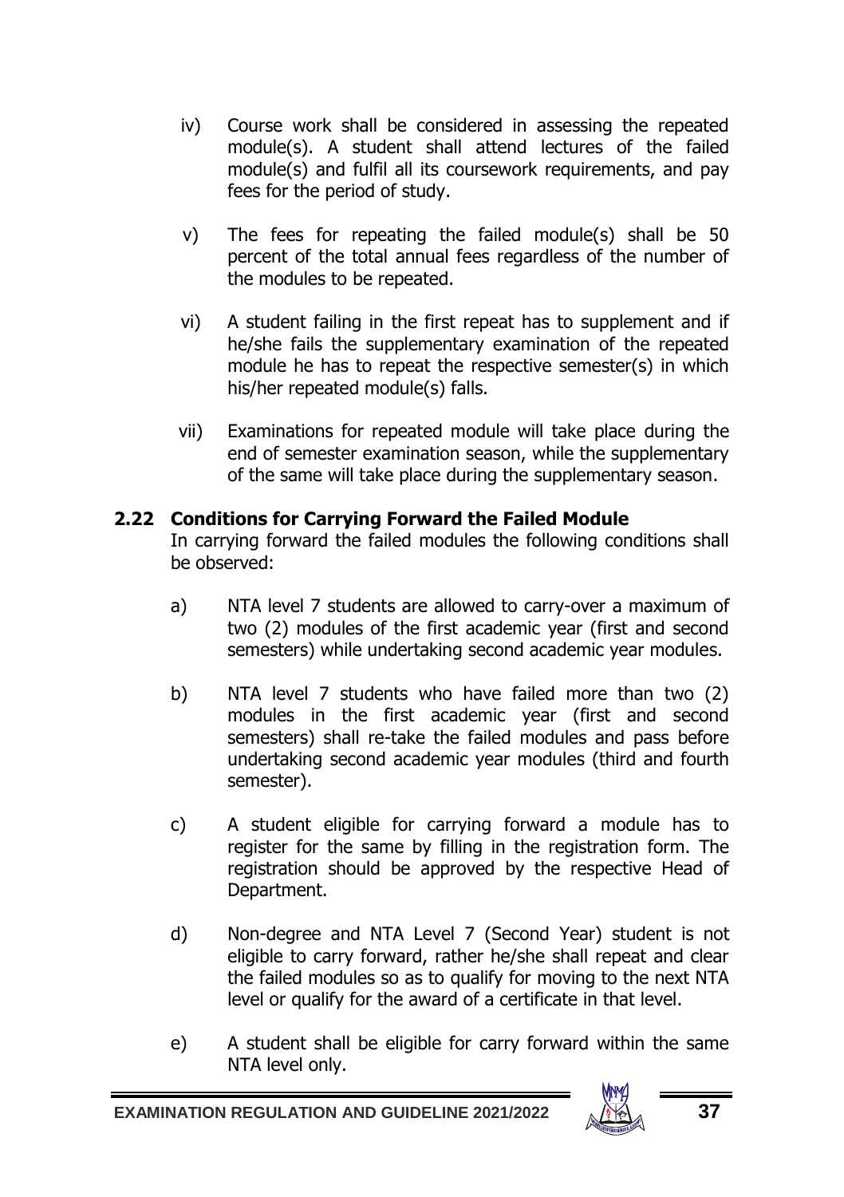iv) Course work shall be considered in assessing the repeated module(s). A student shall attend lectures of the failed module(s) and fulfil all its coursework requirements, and pay fees for the period of study.

v) The fees for repeating the failed module(s) shall be 50 percent of the total annual fees regardless of the number of the modules to be repeated.

vi) A student failing in the first repeat has to supplement and if he/she fails the supplementary examination of the repeated module he has to repeat the respective semester(s) in which his/her repeated module(s) falls.

vii) Examinations for repeated module will take place during the end of semester examination season, while the supplementary of the same will take place during the supplementary season.

## 2.22 Conditions for Carrying Forward the Failed Module

In carrying forward the failed modules the following conditions shall be observed:

a) NTA level 7 students are allowed to carry-over a maximum of two (2) modules of the first academic year (first and second semesters) while undertaking second academic year modules.

b) NTA level 7 students who have failed more than two (2) modules in the first academic year (first and second semesters) shall re-take the failed modules and pass before undertaking second academic year modules (third and fourth semester).

c) A student eligible for carrying forward a module has to register for the same by filling in the registration form. The registration should be approved by the respective Head of Department.

d) Non-degree and NTA Level 7 (Second Year) student is not eligible to carry forward, rather he/she shall repeat and clear the failed modules so as to qualify for moving to the next NTA level or qualify for the award of a certificate in that level.

e) A student shall be eligible for carry forward within the same NTA level only.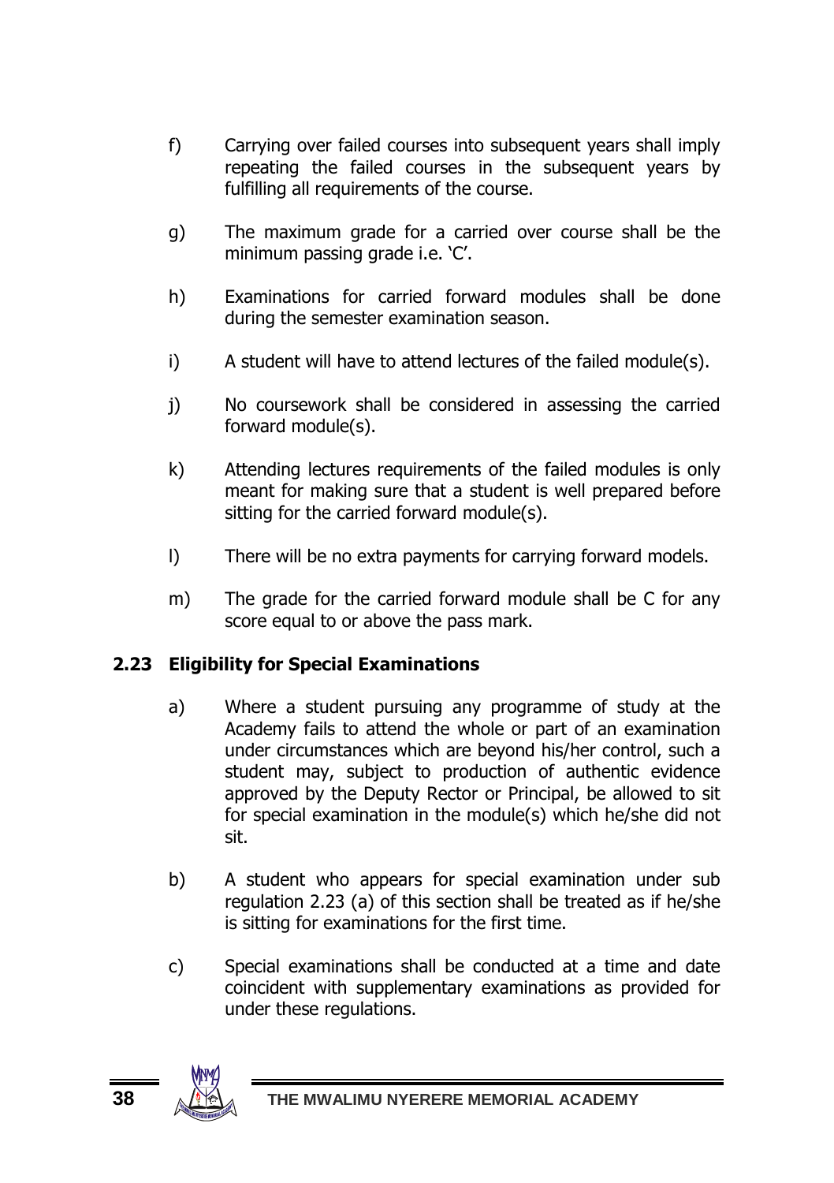f) Carrying over failed courses into subsequent years shall imply repeating the failed courses in the subsequent years by fulfilling all requirements of the course.

g) The maximum grade for a carried over course shall be the minimum passing grade i.e. 'C'.

h) Examinations for carried forward modules shall be done during the semester examination season.

i) A student will have to attend lectures of the failed module(s).

j) No coursework shall be considered in assessing the carried forward module(s).

k) Attending lectures requirements of the failed modules is only meant for making sure that a student is well prepared before sitting for the carried forward module(s).

l) There will be no extra payments for carrying forward models.

m) The grade for the carried forward module shall be C for any score equal to or above the pass mark.

## 2.23 Eligibility for Special Examinations

a) Where a student pursuing any programme of study at the Academy fails to attend the whole or part of an examination under circumstances which are beyond his/her control, such a student may, subject to production of authentic evidence approved by the Deputy Rector or Principal, be allowed to sit for special examination in the module(s) which he/she did not sit.

b) A student who appears for special examination under sub regulation 2.23 (a) of this section shall be treated as if he/she is sitting for examinations for the first time.

c) Special examinations shall be conducted at a time and date coincident with supplementary examinations as provided for under these regulations.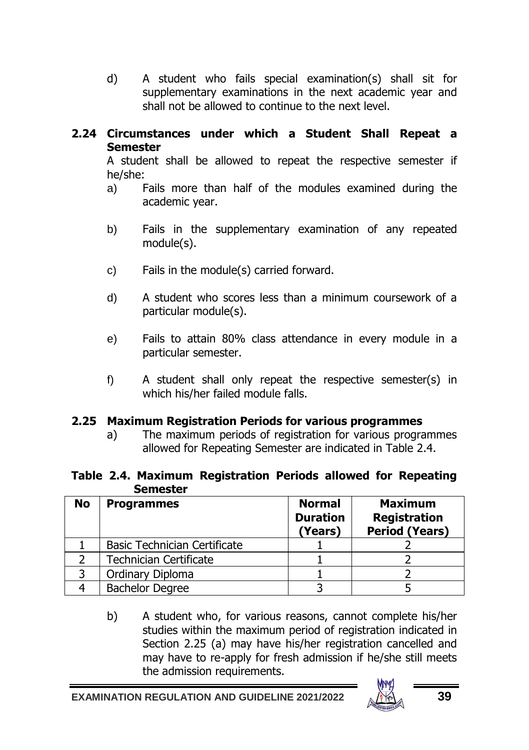d) A student who fails special examination(s) shall sit for supplementary examinations in the next academic year and shall not be allowed to continue to the next level.

### 2.24 Circumstances under which a Student Shall Repeat a Semester

A student shall be allowed to repeat the respective semester if he/she:

a) Fails more than half of the modules examined during the academic year.

b) Fails in the supplementary examination of any repeated module(s).

c) Fails in the module(s) carried forward.

d) A student who scores less than a minimum coursework of a particular module(s).

e) Fails to attain 80% class attendance in every module in a particular semester.

f) A student shall only repeat the respective semester(s) in which his/her failed module falls.

### 2.25 Maximum Registration Periods for various programmes

a) The maximum periods of registration for various programmes allowed for Repeating Semester are indicated in Table 2.4.

**Table 2.4. Maximum Registration Periods allowed for Repeating Semester**

| No | Programmes | Normal Duration (Years) | Maximum Registration Period (Years) |
|---|---|---|---|
| 1 | Basic Technician Certificate | 1 | 2 |
| 2 | Technician Certificate | 1 | 2 |
| 3 | Ordinary Diploma | 1 | 2 |
| 4 | Bachelor Degree | 3 | 5 |

b) A student who, for various reasons, cannot complete his/her studies within the maximum period of registration indicated in Section 2.25 (a) may have his/her registration cancelled and may have to re-apply for fresh admission if he/she still meets the admission requirements.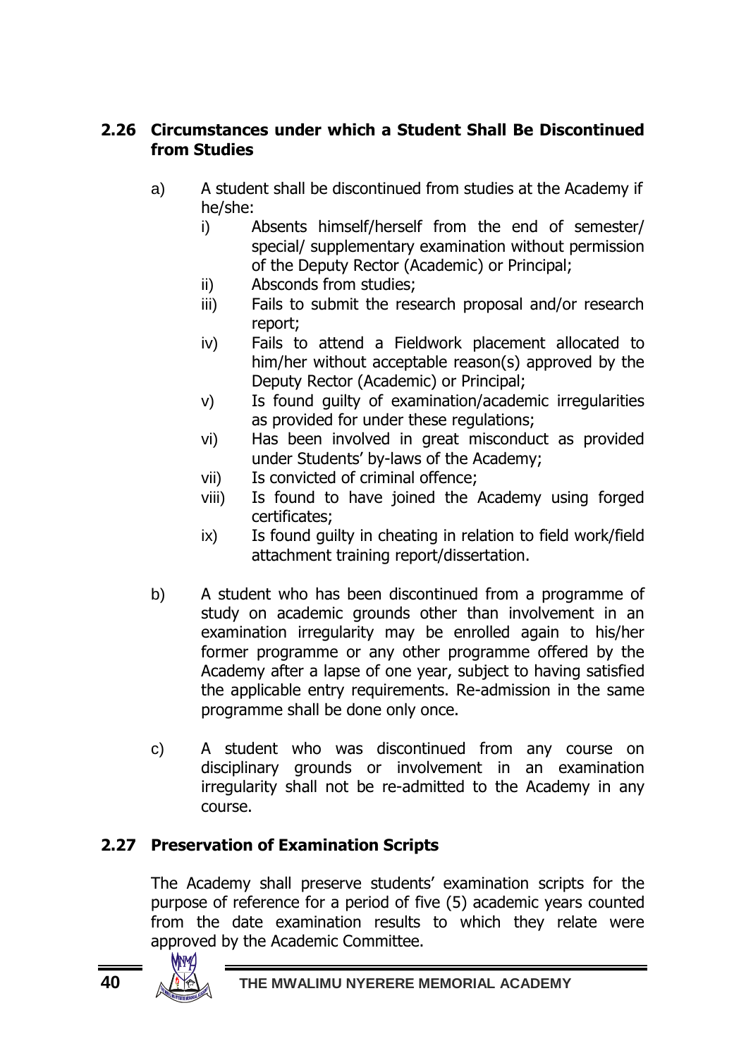## 2.26 Circumstances under which a Student Shall Be Discontinued from Studies

a) A student shall be discontinued from studies at the Academy if he/she:

   i) Absents himself/herself from the end of semester/ special/ supplementary examination without permission of the Deputy Rector (Academic) or Principal;

   ii) Absconds from studies;

   iii) Fails to submit the research proposal and/or research report;

   iv) Fails to attend a Fieldwork placement allocated to him/her without acceptable reason(s) approved by the Deputy Rector (Academic) or Principal;

   v) Is found guilty of examination/academic irregularities as provided for under these regulations;

   vi) Has been involved in great misconduct as provided under Students' by-laws of the Academy;

   vii) Is convicted of criminal offence;

   viii) Is found to have joined the Academy using forged certificates;

   ix) Is found guilty in cheating in relation to field work/field attachment training report/dissertation.

b) A student who has been discontinued from a programme of study on academic grounds other than involvement in an examination irregularity may be enrolled again to his/her former programme or any other programme offered by the Academy after a lapse of one year, subject to having satisfied the applicable entry requirements. Re-admission in the same programme shall be done only once.

c) A student who was discontinued from any course on disciplinary grounds or involvement in an examination irregularity shall not be re-admitted to the Academy in any course.

## 2.27 Preservation of Examination Scripts

The Academy shall preserve students' examination scripts for the purpose of reference for a period of five (5) academic years counted from the date examination results to which they relate were approved by the Academic Committee.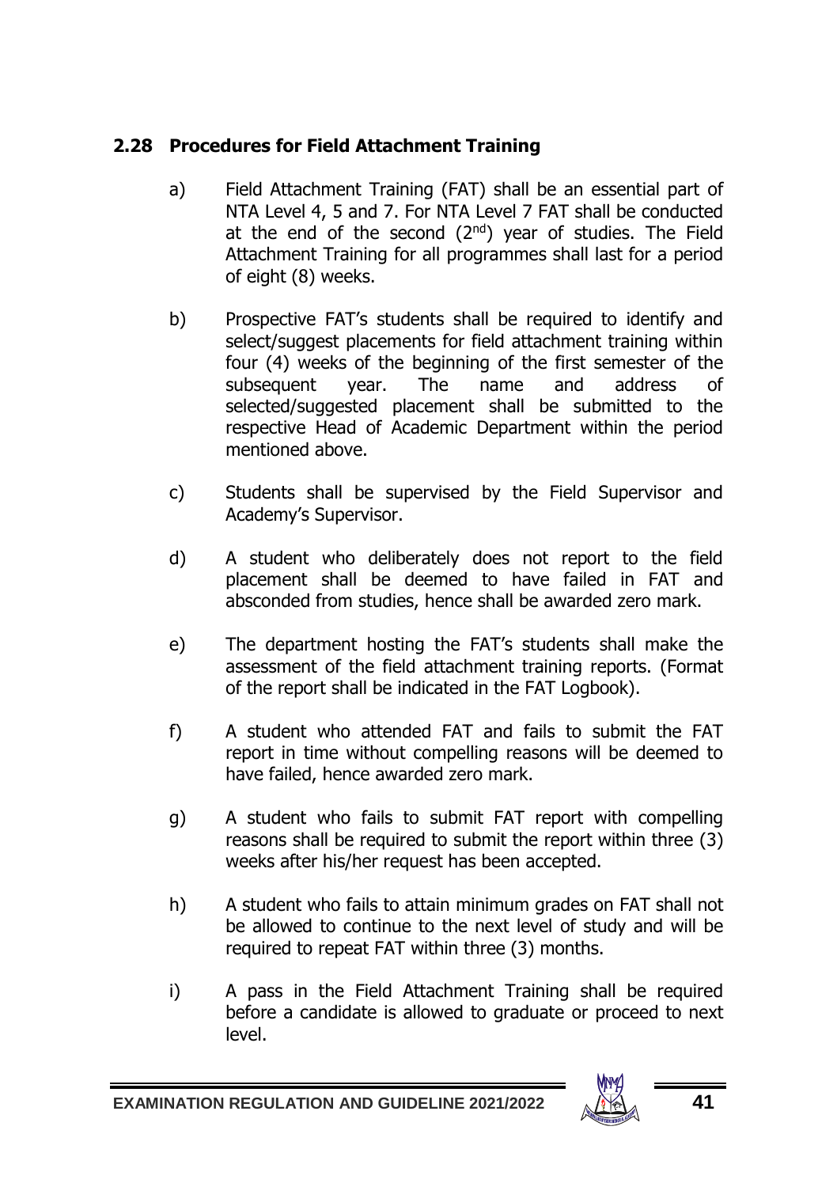## 2.28 Procedures for Field Attachment Training

a) Field Attachment Training (FAT) shall be an essential part of NTA Level 4, 5 and 7. For NTA Level 7 FAT shall be conducted at the end of the second (2nd) year of studies. The Field Attachment Training for all programmes shall last for a period of eight (8) weeks.

b) Prospective FAT's students shall be required to identify and select/suggest placements for field attachment training within four (4) weeks of the beginning of the first semester of the subsequent year. The name and address of selected/suggested placement shall be submitted to the respective Head of Academic Department within the period mentioned above.

c) Students shall be supervised by the Field Supervisor and Academy's Supervisor.

d) A student who deliberately does not report to the field placement shall be deemed to have failed in FAT and absconded from studies, hence shall be awarded zero mark.

e) The department hosting the FAT's students shall make the assessment of the field attachment training reports. (Format of the report shall be indicated in the FAT Logbook).

f) A student who attended FAT and fails to submit the FAT report in time without compelling reasons will be deemed to have failed, hence awarded zero mark.

g) A student who fails to submit FAT report with compelling reasons shall be required to submit the report within three (3) weeks after his/her request has been accepted.

h) A student who fails to attain minimum grades on FAT shall not be allowed to continue to the next level of study and will be required to repeat FAT within three (3) months.

i) A pass in the Field Attachment Training shall be required before a candidate is allowed to graduate or proceed to next level.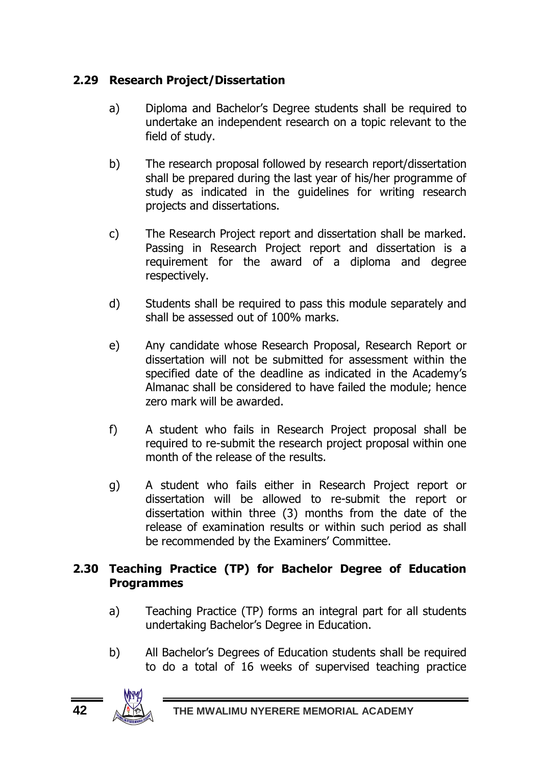### 2.29 Research Project/Dissertation

a) Diploma and Bachelor's Degree students shall be required to undertake an independent research on a topic relevant to the field of study.

b) The research proposal followed by research report/dissertation shall be prepared during the last year of his/her programme of study as indicated in the guidelines for writing research projects and dissertations.

c) The Research Project report and dissertation shall be marked. Passing in Research Project report and dissertation is a requirement for the award of a diploma and degree respectively.

d) Students shall be required to pass this module separately and shall be assessed out of 100% marks.

e) Any candidate whose Research Proposal, Research Report or dissertation will not be submitted for assessment within the specified date of the deadline as indicated in the Academy's Almanac shall be considered to have failed the module; hence zero mark will be awarded.

f) A student who fails in Research Project proposal shall be required to re-submit the research project proposal within one month of the release of the results.

g) A student who fails either in Research Project report or dissertation will be allowed to re-submit the report or dissertation within three (3) months from the date of the release of examination results or within such period as shall be recommended by the Examiners' Committee.

### 2.30 Teaching Practice (TP) for Bachelor Degree of Education Programmes

a) Teaching Practice (TP) forms an integral part for all students undertaking Bachelor's Degree in Education.

b) All Bachelor's Degrees of Education students shall be required to do a total of 16 weeks of supervised teaching practice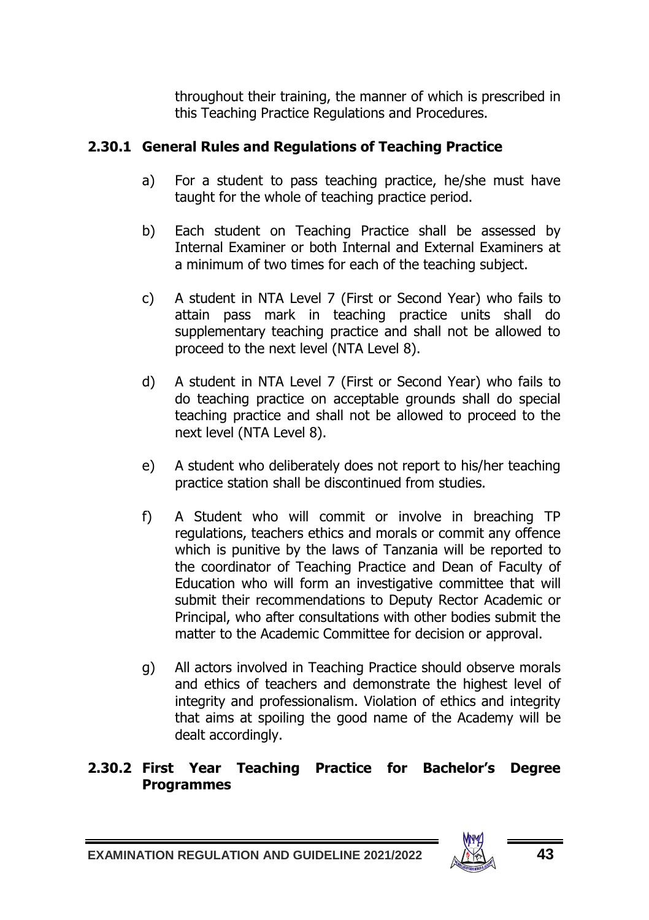throughout their training, the manner of which is prescribed in this Teaching Practice Regulations and Procedures.

### 2.30.1 General Rules and Regulations of Teaching Practice

a) For a student to pass teaching practice, he/she must have taught for the whole of teaching practice period.

b) Each student on Teaching Practice shall be assessed by Internal Examiner or both Internal and External Examiners at a minimum of two times for each of the teaching subject.

c) A student in NTA Level 7 (First or Second Year) who fails to attain pass mark in teaching practice units shall do supplementary teaching practice and shall not be allowed to proceed to the next level (NTA Level 8).

d) A student in NTA Level 7 (First or Second Year) who fails to do teaching practice on acceptable grounds shall do special teaching practice and shall not be allowed to proceed to the next level (NTA Level 8).

e) A student who deliberately does not report to his/her teaching practice station shall be discontinued from studies.

f) A Student who will commit or involve in breaching TP regulations, teachers ethics and morals or commit any offence which is punitive by the laws of Tanzania will be reported to the coordinator of Teaching Practice and Dean of Faculty of Education who will form an investigative committee that will submit their recommendations to Deputy Rector Academic or Principal, who after consultations with other bodies submit the matter to the Academic Committee for decision or approval.

g) All actors involved in Teaching Practice should observe morals and ethics of teachers and demonstrate the highest level of integrity and professionalism. Violation of ethics and integrity that aims at spoiling the good name of the Academy will be dealt accordingly.

### 2.30.2 First Year Teaching Practice for Bachelor's Degree Programmes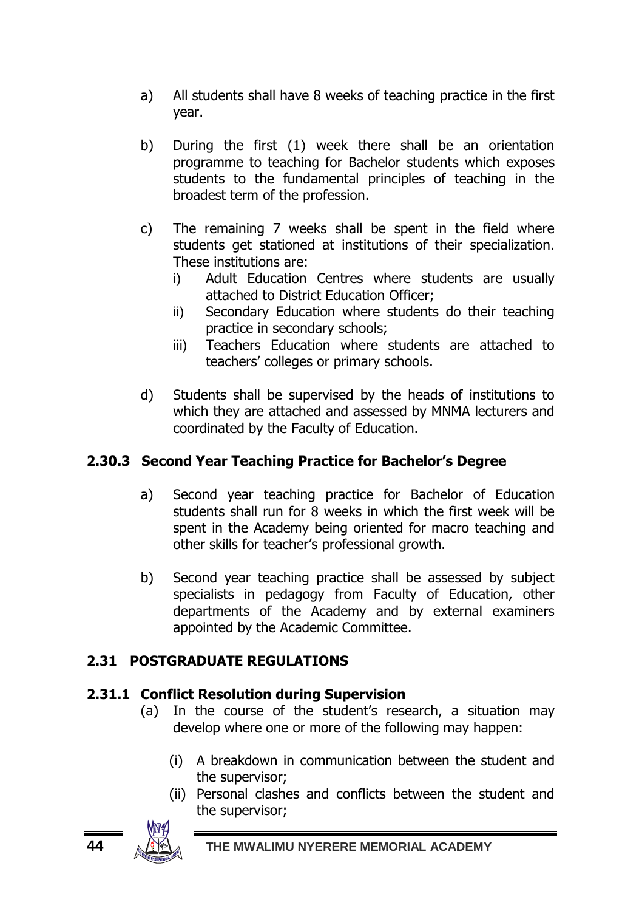a) All students shall have 8 weeks of teaching practice in the first year.

b) During the first (1) week there shall be an orientation programme to teaching for Bachelor students which exposes students to the fundamental principles of teaching in the broadest term of the profession.

c) The remaining 7 weeks shall be spent in the field where students get stationed at institutions of their specialization. These institutions are:
   i) Adult Education Centres where students are usually attached to District Education Officer;
   ii) Secondary Education where students do their teaching practice in secondary schools;
   iii) Teachers Education where students are attached to teachers' colleges or primary schools.

d) Students shall be supervised by the heads of institutions to which they are attached and assessed by MNMA lecturers and coordinated by the Faculty of Education.

### 2.30.3 Second Year Teaching Practice for Bachelor's Degree

a) Second year teaching practice for Bachelor of Education students shall run for 8 weeks in which the first week will be spent in the Academy being oriented for macro teaching and other skills for teacher's professional growth.

b) Second year teaching practice shall be assessed by subject specialists in pedagogy from Faculty of Education, other departments of the Academy and by external examiners appointed by the Academic Committee.

## 2.31 POSTGRADUATE REGULATIONS

### 2.31.1 Conflict Resolution during Supervision

(a) In the course of the student's research, a situation may develop where one or more of the following may happen:

   (i) A breakdown in communication between the student and the supervisor;
   (ii) Personal clashes and conflicts between the student and the supervisor;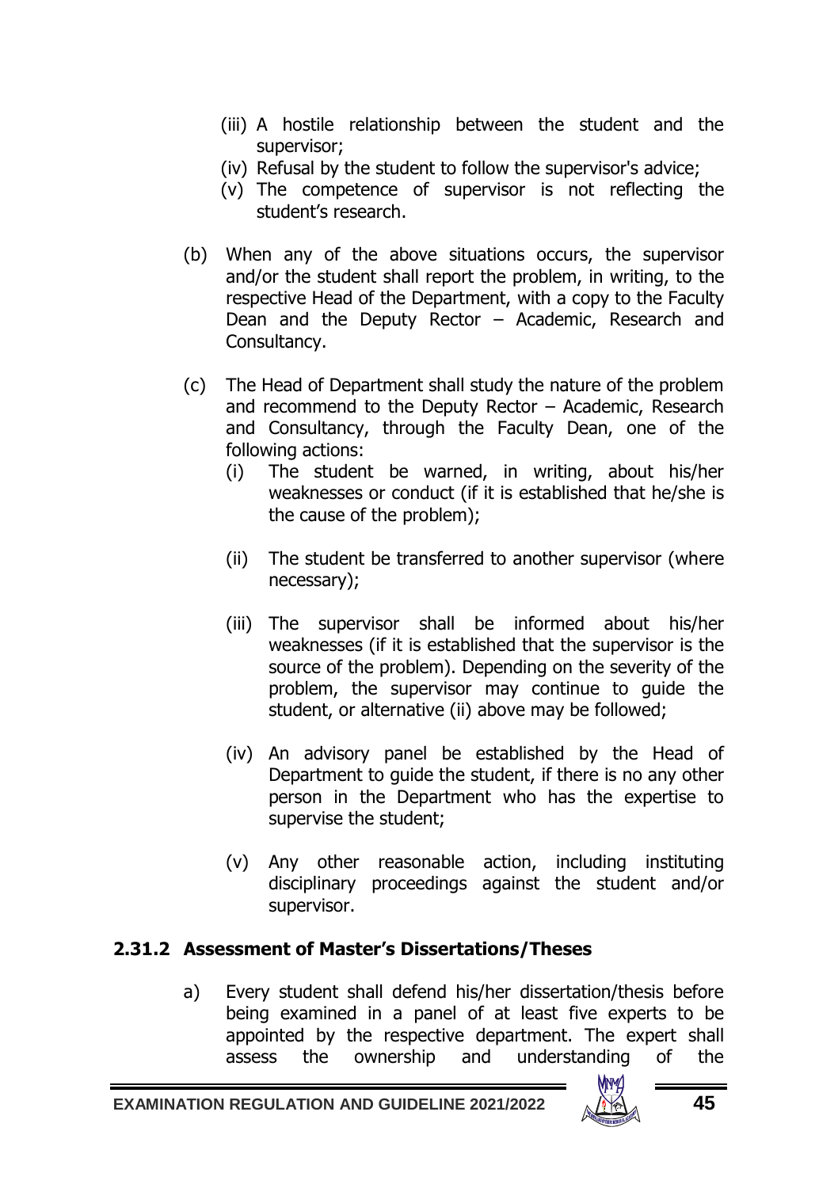(iii) A hostile relationship between the student and the supervisor;

(iv) Refusal by the student to follow the supervisor's advice;

(v) The competence of supervisor is not reflecting the student's research.

(b) When any of the above situations occurs, the supervisor and/or the student shall report the problem, in writing, to the respective Head of the Department, with a copy to the Faculty Dean and the Deputy Rector – Academic, Research and Consultancy.

(c) The Head of Department shall study the nature of the problem and recommend to the Deputy Rector – Academic, Research and Consultancy, through the Faculty Dean, one of the following actions:

(i) The student be warned, in writing, about his/her weaknesses or conduct (if it is established that he/she is the cause of the problem);

(ii) The student be transferred to another supervisor (where necessary);

(iii) The supervisor shall be informed about his/her weaknesses (if it is established that the supervisor is the source of the problem). Depending on the severity of the problem, the supervisor may continue to guide the student, or alternative (ii) above may be followed;

(iv) An advisory panel be established by the Head of Department to guide the student, if there is no any other person in the Department who has the expertise to supervise the student;

(v) Any other reasonable action, including instituting disciplinary proceedings against the student and/or supervisor.

### 2.31.2 Assessment of Master's Dissertations/Theses

a) Every student shall defend his/her dissertation/thesis before being examined in a panel of at least five experts to be appointed by the respective department. The expert shall assess the ownership and understanding of the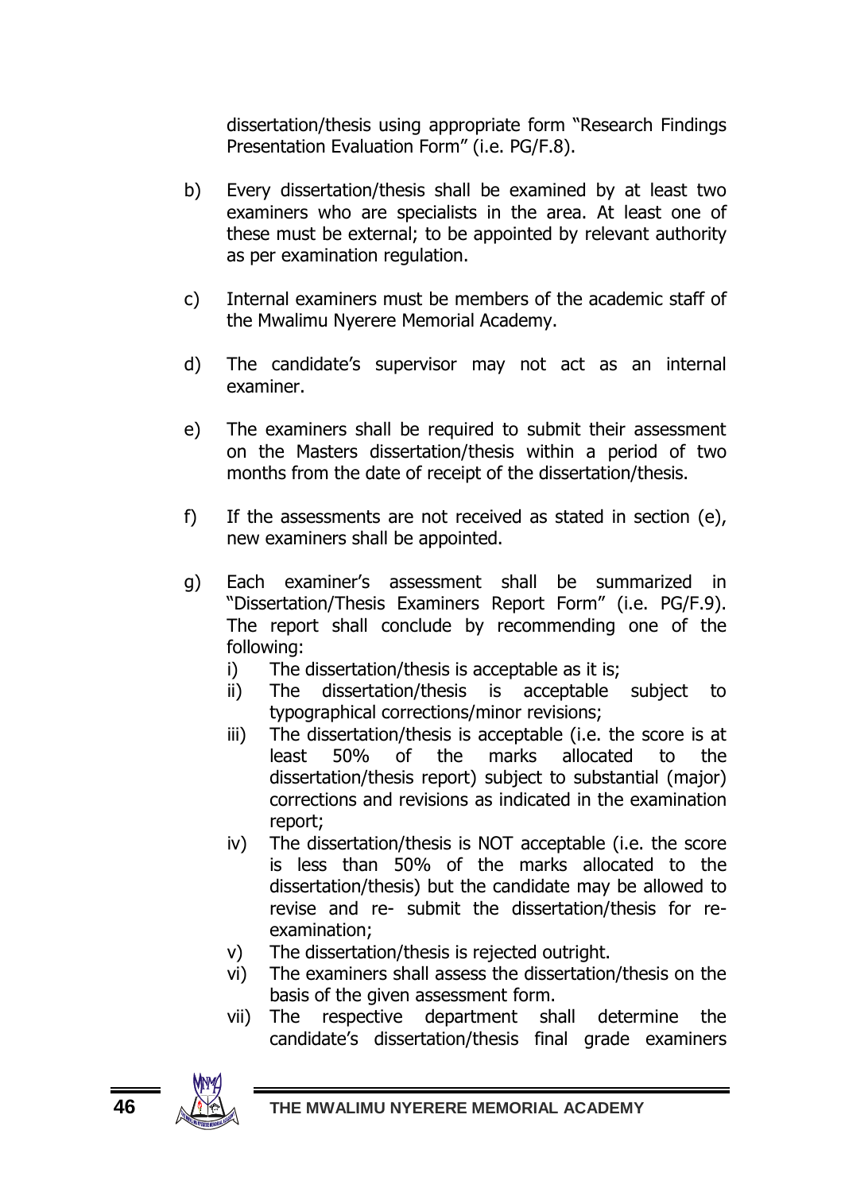dissertation/thesis using appropriate form "Research Findings Presentation Evaluation Form" (i.e. PG/F.8).

b) Every dissertation/thesis shall be examined by at least two examiners who are specialists in the area. At least one of these must be external; to be appointed by relevant authority as per examination regulation.

c) Internal examiners must be members of the academic staff of the Mwalimu Nyerere Memorial Academy.

d) The candidate's supervisor may not act as an internal examiner.

e) The examiners shall be required to submit their assessment on the Masters dissertation/thesis within a period of two months from the date of receipt of the dissertation/thesis.

f) If the assessments are not received as stated in section (e), new examiners shall be appointed.

g) Each examiner's assessment shall be summarized in "Dissertation/Thesis Examiners Report Form" (i.e. PG/F.9). The report shall conclude by recommending one of the following:
   i) The dissertation/thesis is acceptable as it is;
   ii) The dissertation/thesis is acceptable subject to typographical corrections/minor revisions;
   iii) The dissertation/thesis is acceptable (i.e. the score is at least 50% of the marks allocated to the dissertation/thesis report) subject to substantial (major) corrections and revisions as indicated in the examination report;
   iv) The dissertation/thesis is NOT acceptable (i.e. the score is less than 50% of the marks allocated to the dissertation/thesis) but the candidate may be allowed to revise and re- submit the dissertation/thesis for re-examination;
   v) The dissertation/thesis is rejected outright.
   vi) The examiners shall assess the dissertation/thesis on the basis of the given assessment form.
   vii) The respective department shall determine the candidate's dissertation/thesis final grade examiners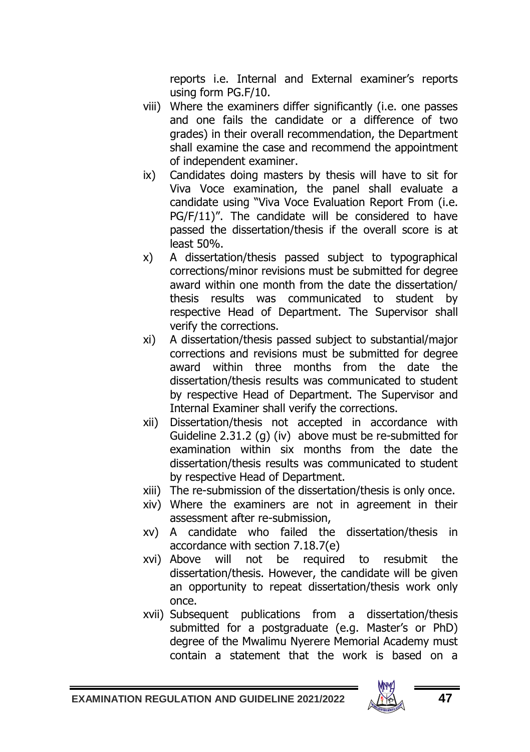reports i.e. Internal and External examiner's reports using form PG.F/10.

viii) Where the examiners differ significantly (i.e. one passes and one fails the candidate or a difference of two grades) in their overall recommendation, the Department shall examine the case and recommend the appointment of independent examiner.

ix) Candidates doing masters by thesis will have to sit for Viva Voce examination, the panel shall evaluate a candidate using "Viva Voce Evaluation Report From (i.e. PG/F/11)". The candidate will be considered to have passed the dissertation/thesis if the overall score is at least 50%.

x) A dissertation/thesis passed subject to typographical corrections/minor revisions must be submitted for degree award within one month from the date the dissertation/ thesis results was communicated to student by respective Head of Department. The Supervisor shall verify the corrections.

xi) A dissertation/thesis passed subject to substantial/major corrections and revisions must be submitted for degree award within three months from the date the dissertation/thesis results was communicated to student by respective Head of Department. The Supervisor and Internal Examiner shall verify the corrections.

xii) Dissertation/thesis not accepted in accordance with Guideline 2.31.2 (g) (iv) above must be re-submitted for examination within six months from the date the dissertation/thesis results was communicated to student by respective Head of Department.

xiii) The re-submission of the dissertation/thesis is only once.

xiv) Where the examiners are not in agreement in their assessment after re-submission,

xv) A candidate who failed the dissertation/thesis in accordance with section 7.18.7(e)

xvi) Above will not be required to resubmit the dissertation/thesis. However, the candidate will be given an opportunity to repeat dissertation/thesis work only once.

xvii) Subsequent publications from a dissertation/thesis submitted for a postgraduate (e.g. Master's or PhD) degree of the Mwalimu Nyerere Memorial Academy must contain a statement that the work is based on a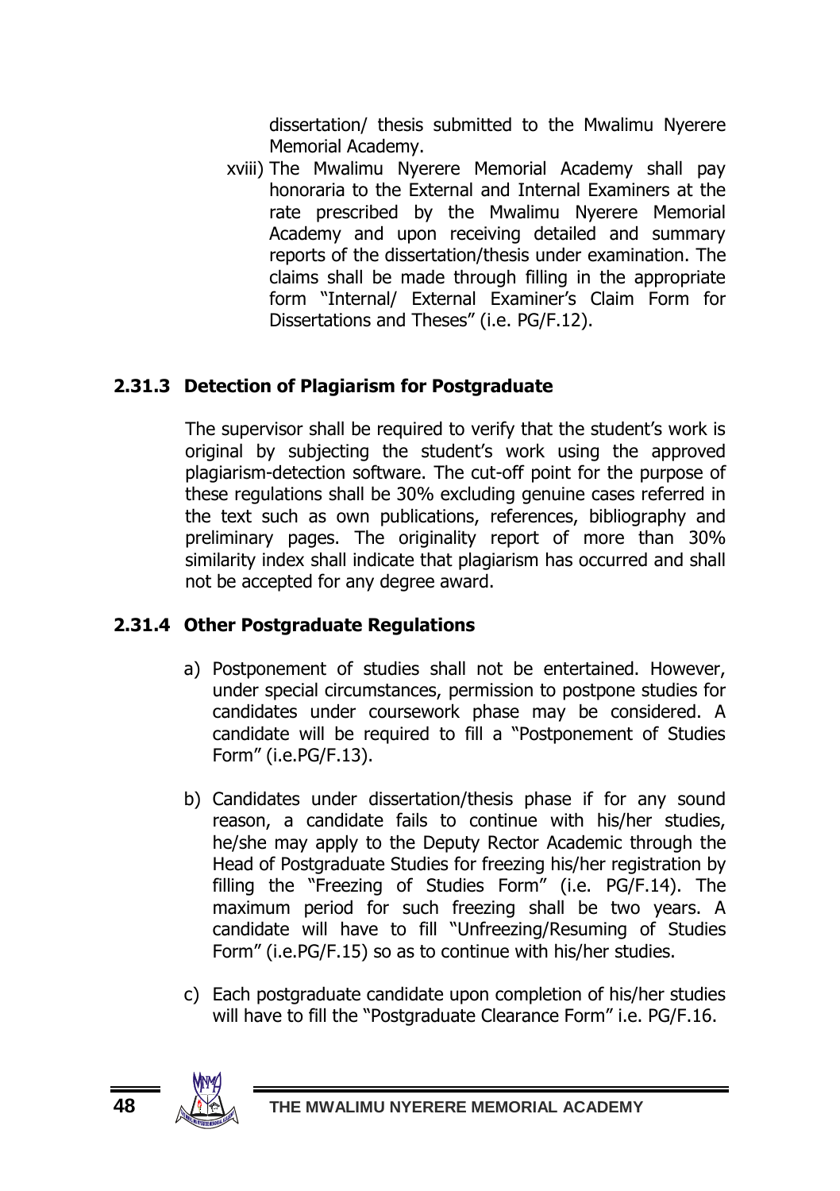dissertation/ thesis submitted to the Mwalimu Nyerere Memorial Academy.

xviii) The Mwalimu Nyerere Memorial Academy shall pay honoraria to the External and Internal Examiners at the rate prescribed by the Mwalimu Nyerere Memorial Academy and upon receiving detailed and summary reports of the dissertation/thesis under examination. The claims shall be made through filling in the appropriate form "Internal/ External Examiner's Claim Form for Dissertations and Theses" (i.e. PG/F.12).

### 2.31.3 Detection of Plagiarism for Postgraduate

The supervisor shall be required to verify that the student's work is original by subjecting the student's work using the approved plagiarism-detection software. The cut-off point for the purpose of these regulations shall be 30% excluding genuine cases referred in the text such as own publications, references, bibliography and preliminary pages. The originality report of more than 30% similarity index shall indicate that plagiarism has occurred and shall not be accepted for any degree award.

### 2.31.4 Other Postgraduate Regulations

a) Postponement of studies shall not be entertained. However, under special circumstances, permission to postpone studies for candidates under coursework phase may be considered. A candidate will be required to fill a "Postponement of Studies Form" (i.e.PG/F.13).

b) Candidates under dissertation/thesis phase if for any sound reason, a candidate fails to continue with his/her studies, he/she may apply to the Deputy Rector Academic through the Head of Postgraduate Studies for freezing his/her registration by filling the "Freezing of Studies Form" (i.e. PG/F.14). The maximum period for such freezing shall be two years. A candidate will have to fill "Unfreezing/Resuming of Studies Form" (i.e.PG/F.15) so as to continue with his/her studies.

c) Each postgraduate candidate upon completion of his/her studies will have to fill the "Postgraduate Clearance Form" i.e. PG/F.16.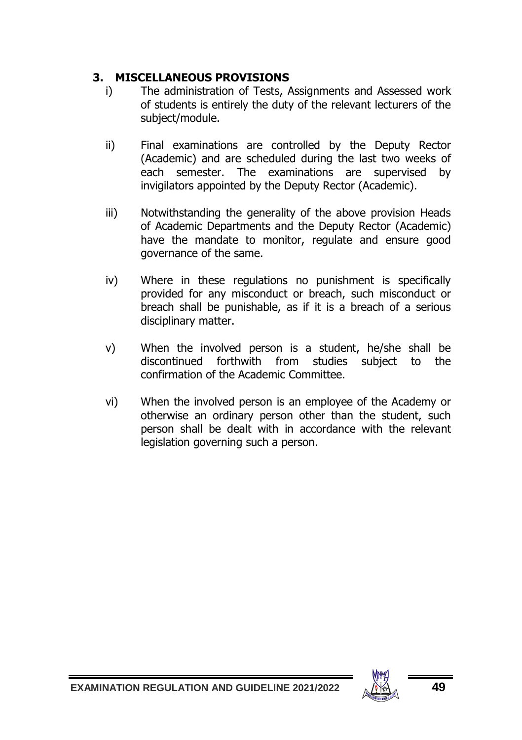## 3. MISCELLANEOUS PROVISIONS

i) The administration of Tests, Assignments and Assessed work of students is entirely the duty of the relevant lecturers of the subject/module.

ii) Final examinations are controlled by the Deputy Rector (Academic) and are scheduled during the last two weeks of each semester. The examinations are supervised by invigilators appointed by the Deputy Rector (Academic).

iii) Notwithstanding the generality of the above provision Heads of Academic Departments and the Deputy Rector (Academic) have the mandate to monitor, regulate and ensure good governance of the same.

iv) Where in these regulations no punishment is specifically provided for any misconduct or breach, such misconduct or breach shall be punishable, as if it is a breach of a serious disciplinary matter.

v) When the involved person is a student, he/she shall be discontinued forthwith from studies subject to the confirmation of the Academic Committee.

vi) When the involved person is an employee of the Academy or otherwise an ordinary person other than the student, such person shall be dealt with in accordance with the relevant legislation governing such a person.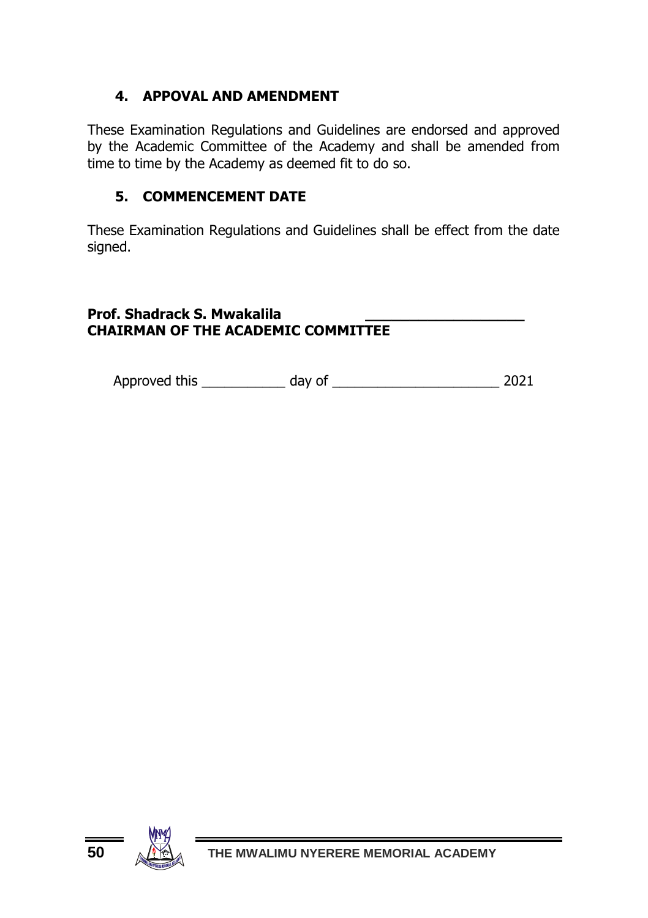## 4. APPOVAL AND AMENDMENT

These Examination Regulations and Guidelines are endorsed and approved by the Academic Committee of the Academy and shall be amended from time to time by the Academy as deemed fit to do so.

## 5. COMMENCEMENT DATE

These Examination Regulations and Guidelines shall be effect from the date signed.

**Prof. Shadrack S. Mwakalila** ____________________
**CHAIRMAN OF THE ACADEMIC COMMITTEE**

Approved this ___________ day of ______________________ 2021